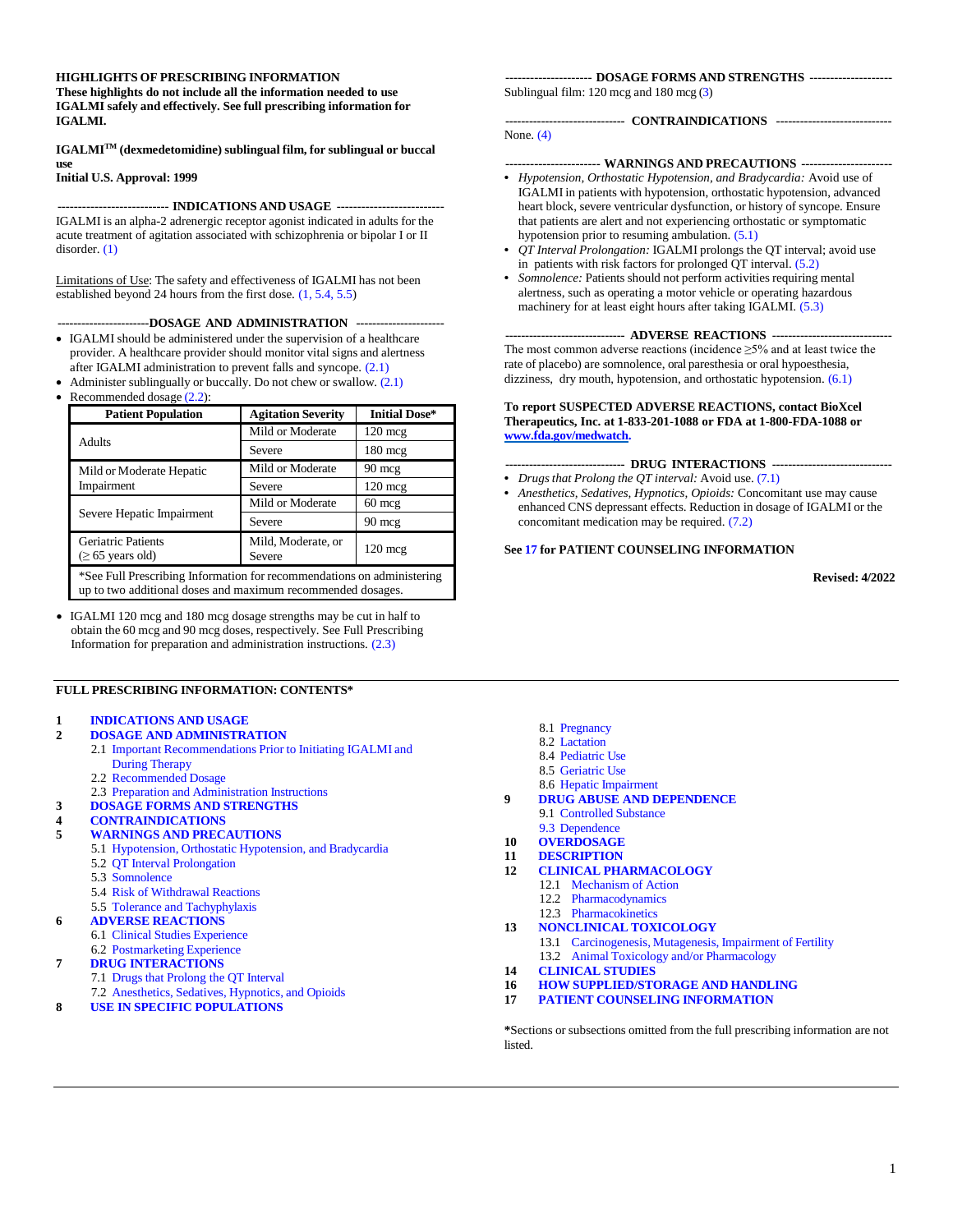**HIGHLIGHTS OF PRESCRIBING INFORMATION**
**These highlights do not include all the information needed to use IGALMI safely and effectively. See full prescribing information for IGALMI.**

**IGALMI[TM] (dexmedetomidine) sublingual film, for sublingual or buccal use**
**Initial U.S. Approval: 1999**

**--------------------------- INDICATIONS AND USAGE ---------------------------**

IGALMI is an alpha-2 adrenergic receptor agonist indicated in adults for the acute treatment of agitation associated with schizophrenia or bipolar I or II disorder. (1)

Limitations of Use: The safety and effectiveness of IGALMI has not been established beyond 24 hours from the first dose. (1, 5.4, 5.5)

**-----------------------DOSAGE AND ADMINISTRATION -----------------------**

- IGALMI should be administered under the supervision of a healthcare provider. A healthcare provider should monitor vital signs and alertness after IGALMI administration to prevent falls and syncope. (2.1)
- Administer sublingually or buccally. Do not chew or swallow. (2.1)
- Recommended dosage (2.2):

| Patient Population | Agitation Severity | Initial Dose* |
|---|---|---|
| Adults | Mild or Moderate | 120 mcg |
| | Severe | 180 mcg |
| Mild or Moderate Hepatic Impairment | Mild or Moderate | 90 mcg |
| | Severe | 120 mcg |
| Severe Hepatic Impairment | Mild or Moderate | 60 mcg |
| | Severe | 90 mcg |
| Geriatric Patients (≥ 65 years old) | Mild, Moderate, or Severe | 120 mcg |
| *See Full Prescribing Information for recommendations on administering up to two additional doses and maximum recommended dosages. | | |

- IGALMI 120 mcg and 180 mcg dosage strengths may be cut in half to obtain the 60 mcg and 90 mcg doses, respectively. See Full Prescribing Information for preparation and administration instructions. (2.3)

**--------------------- DOSAGE FORMS AND STRENGTHS ---------------------**

Sublingual film: 120 mcg and 180 mcg (3)

**------------------------------ CONTRAINDICATIONS ------------------------------**

None. (4)

**----------------------- WARNINGS AND PRECAUTIONS -----------------------**

- *Hypotension, Orthostatic Hypotension, and Bradycardia:* Avoid use of IGALMI in patients with hypotension, orthostatic hypotension, advanced heart block, severe ventricular dysfunction, or history of syncope. Ensure that patients are alert and not experiencing orthostatic or symptomatic hypotension prior to resuming ambulation. (5.1)
- *QT Interval Prolongation:* IGALMI prolongs the QT interval; avoid use in patients with risk factors for prolonged QT interval. (5.2)
- *Somnolence:* Patients should not perform activities requiring mental alertness, such as operating a motor vehicle or operating hazardous machinery for at least eight hours after taking IGALMI. (5.3)

**------------------------------ ADVERSE REACTIONS ------------------------------**

The most common adverse reactions (incidence ≥5% and at least twice the rate of placebo) are somnolence, oral paresthesia or oral hypoesthesia, dizziness, dry mouth, hypotension, and orthostatic hypotension. (6.1)

**To report SUSPECTED ADVERSE REACTIONS, contact BioXcel Therapeutics, Inc. at 1-833-201-1088 or FDA at 1-800-FDA-1088 or www.fda.gov/medwatch.**

**------------------------------ DRUG INTERACTIONS ------------------------------**

- *Drugs that Prolong the QT interval:* Avoid use. (7.1)
- *Anesthetics, Sedatives, Hypnotics, Opioids:* Concomitant use may cause enhanced CNS depressant effects. Reduction in dosage of IGALMI or the concomitant medication may be required. (7.2)

**See 17 for PATIENT COUNSELING INFORMATION**

**Revised: 4/2022**

**FULL PRESCRIBING INFORMATION: CONTENTS***

**1 INDICATIONS AND USAGE**
**2 DOSAGE AND ADMINISTRATION**
- 2.1 Important Recommendations Prior to Initiating IGALMI and During Therapy
- 2.2 Recommended Dosage
- 2.3 Preparation and Administration Instructions

**3 DOSAGE FORMS AND STRENGTHS**
**4 CONTRAINDICATIONS**
**5 WARNINGS AND PRECAUTIONS**
- 5.1 Hypotension, Orthostatic Hypotension, and Bradycardia
- 5.2 QT Interval Prolongation
- 5.3 Somnolence
- 5.4 Risk of Withdrawal Reactions
- 5.5 Tolerance and Tachyphylaxis

**6 ADVERSE REACTIONS**
- 6.1 Clinical Studies Experience
- 6.2 Postmarketing Experience

**7 DRUG INTERACTIONS**
- 7.1 Drugs that Prolong the QT Interval
- 7.2 Anesthetics, Sedatives, Hypnotics, and Opioids

**8 USE IN SPECIFIC POPULATIONS**
- 8.1 Pregnancy
- 8.2 Lactation
- 8.4 Pediatric Use
- 8.5 Geriatric Use
- 8.6 Hepatic Impairment

**9 DRUG ABUSE AND DEPENDENCE**
- 9.1 Controlled Substance
- 9.3 Dependence

**10 OVERDOSAGE**
**11 DESCRIPTION**
**12 CLINICAL PHARMACOLOGY**
- 12.1 Mechanism of Action
- 12.2 Pharmacodynamics
- 12.3 Pharmacokinetics

**13 NONCLINICAL TOXICOLOGY**
- 13.1 Carcinogenesis, Mutagenesis, Impairment of Fertility
- 13.2 Animal Toxicology and/or Pharmacology

**14 CLINICAL STUDIES**
**16 HOW SUPPLIED/STORAGE AND HANDLING**
**17 PATIENT COUNSELING INFORMATION**

*Sections or subsections omitted from the full prescribing information are not listed.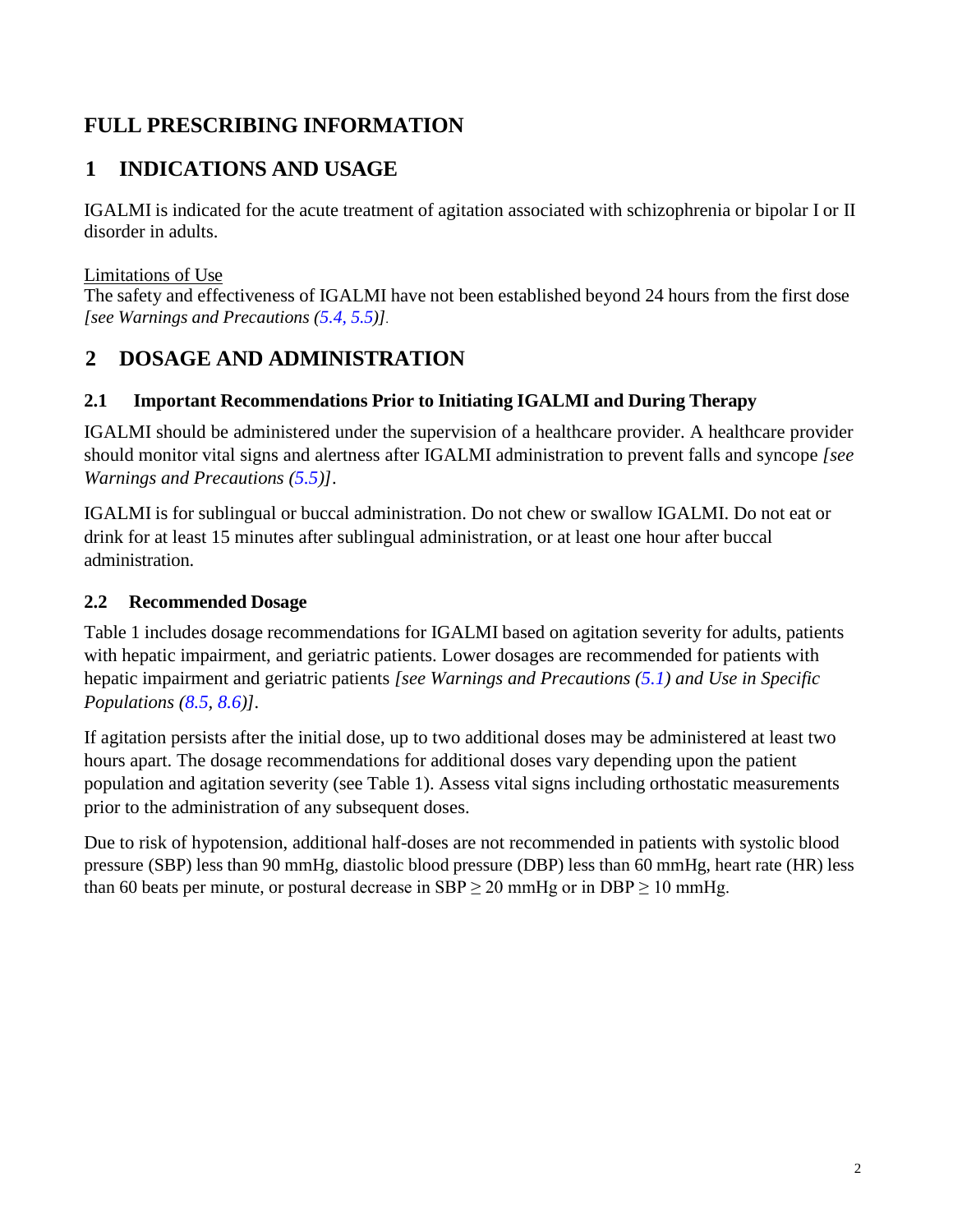# FULL PRESCRIBING INFORMATION

## 1 INDICATIONS AND USAGE

IGALMI is indicated for the acute treatment of agitation associated with schizophrenia or bipolar I or II disorder in adults.

Limitations of Use

The safety and effectiveness of IGALMI have not been established beyond 24 hours from the first dose *[see Warnings and Precautions (5.4, 5.5)]*.

## 2 DOSAGE AND ADMINISTRATION

### 2.1 Important Recommendations Prior to Initiating IGALMI and During Therapy

IGALMI should be administered under the supervision of a healthcare provider. A healthcare provider should monitor vital signs and alertness after IGALMI administration to prevent falls and syncope *[see Warnings and Precautions (5.5)]*.

IGALMI is for sublingual or buccal administration. Do not chew or swallow IGALMI. Do not eat or drink for at least 15 minutes after sublingual administration, or at least one hour after buccal administration.

### 2.2 Recommended Dosage

Table 1 includes dosage recommendations for IGALMI based on agitation severity for adults, patients with hepatic impairment, and geriatric patients. Lower dosages are recommended for patients with hepatic impairment and geriatric patients *[see Warnings and Precautions (5.1) and Use in Specific Populations (8.5, 8.6)]*.

If agitation persists after the initial dose, up to two additional doses may be administered at least two hours apart. The dosage recommendations for additional doses vary depending upon the patient population and agitation severity (see Table 1). Assess vital signs including orthostatic measurements prior to the administration of any subsequent doses.

Due to risk of hypotension, additional half-doses are not recommended in patients with systolic blood pressure (SBP) less than 90 mmHg, diastolic blood pressure (DBP) less than 60 mmHg, heart rate (HR) less than 60 beats per minute, or postural decrease in SBP $\geq$ 20 mmHg or in DBP $\geq$ 10 mmHg.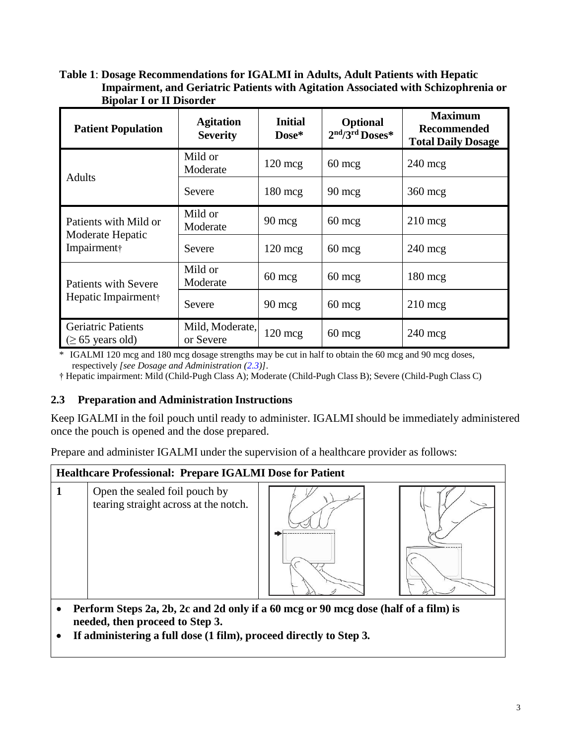**Table 1**: **Dosage Recommendations for IGALMI in Adults, Adult Patients with Hepatic Impairment, and Geriatric Patients with Agitation Associated with Schizophrenia or Bipolar I or II Disorder**

| Patient Population | Agitation Severity | Initial Dose* | Optional 2nd/3rd Doses* | Maximum Recommended Total Daily Dosage |
|---|---|---|---|---|
| Adults | Mild or Moderate | 120 mcg | 60 mcg | 240 mcg |
| | Severe | 180 mcg | 90 mcg | 360 mcg |
| Patients with Mild or Moderate Hepatic Impairment† | Mild or Moderate | 90 mcg | 60 mcg | 210 mcg |
| | Severe | 120 mcg | 60 mcg | 240 mcg |
| Patients with Severe Hepatic Impairment† | Mild or Moderate | 60 mcg | 60 mcg | 180 mcg |
| | Severe | 90 mcg | 60 mcg | 210 mcg |
| Geriatric Patients (≥ 65 years old) | Mild, Moderate, or Severe | 120 mcg | 60 mcg | 240 mcg |

\* IGALMI 120 mcg and 180 mcg dosage strengths may be cut in half to obtain the 60 mcg and 90 mcg doses, respectively *[see Dosage and Administration (2.3)]*.

† Hepatic impairment: Mild (Child-Pugh Class A); Moderate (Child-Pugh Class B); Severe (Child-Pugh Class C)

### 2.3 Preparation and Administration Instructions

Keep IGALMI in the foil pouch until ready to administer. IGALMI should be immediately administered once the pouch is opened and the dose prepared.

Prepare and administer IGALMI under the supervision of a healthcare provider as follows:

| **Healthcare Professional: Prepare IGALMI Dose for Patient** | |
|---|---|
| **1** | Open the sealed foil pouch by tearing straight across at the notch. |

- **Perform Steps 2a, 2b, 2c and 2d only if a 60 mcg or 90 mcg dose (half of a film) is needed, then proceed to Step 3.**
- **If administering a full dose (1 film), proceed directly to Step 3.**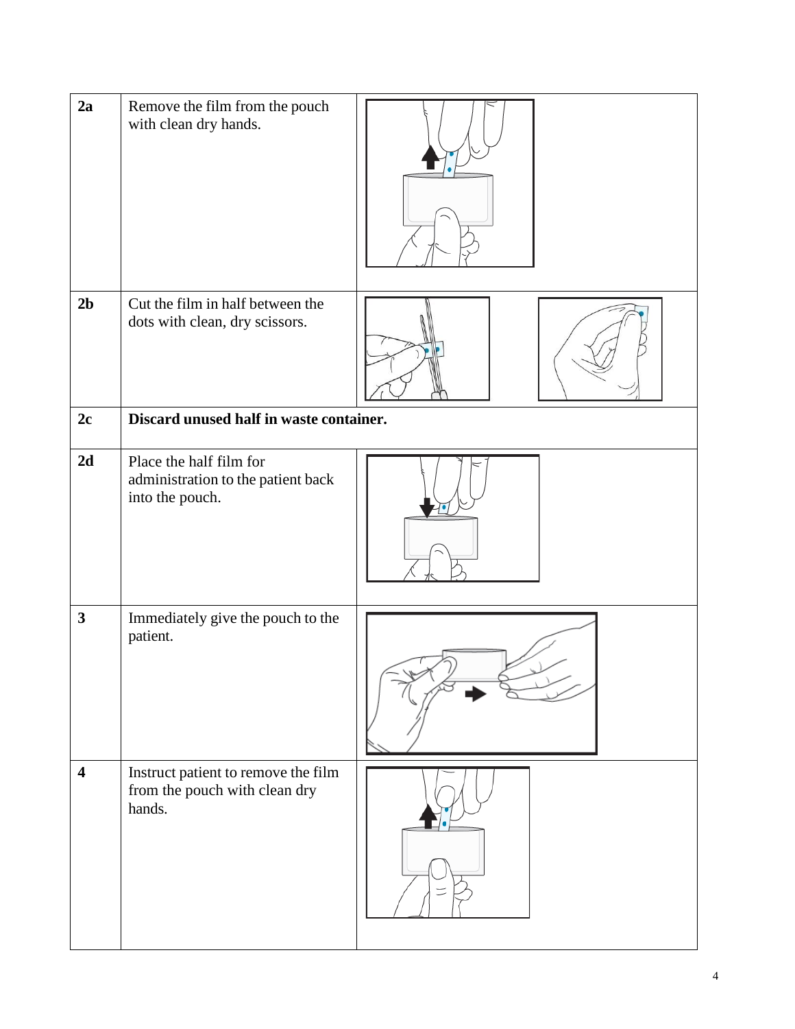| | | |
|---|---|---|
| **2a** | Remove the film from the pouch with clean dry hands. | |
| **2b** | Cut the film in half between the dots with clean, dry scissors. | |
| **2c** | **Discard unused half in waste container.** | |
| **2d** | Place the half film for administration to the patient back into the pouch. | |
| **3** | Immediately give the pouch to the patient. | |
| **4** | Instruct patient to remove the film from the pouch with clean dry hands. | |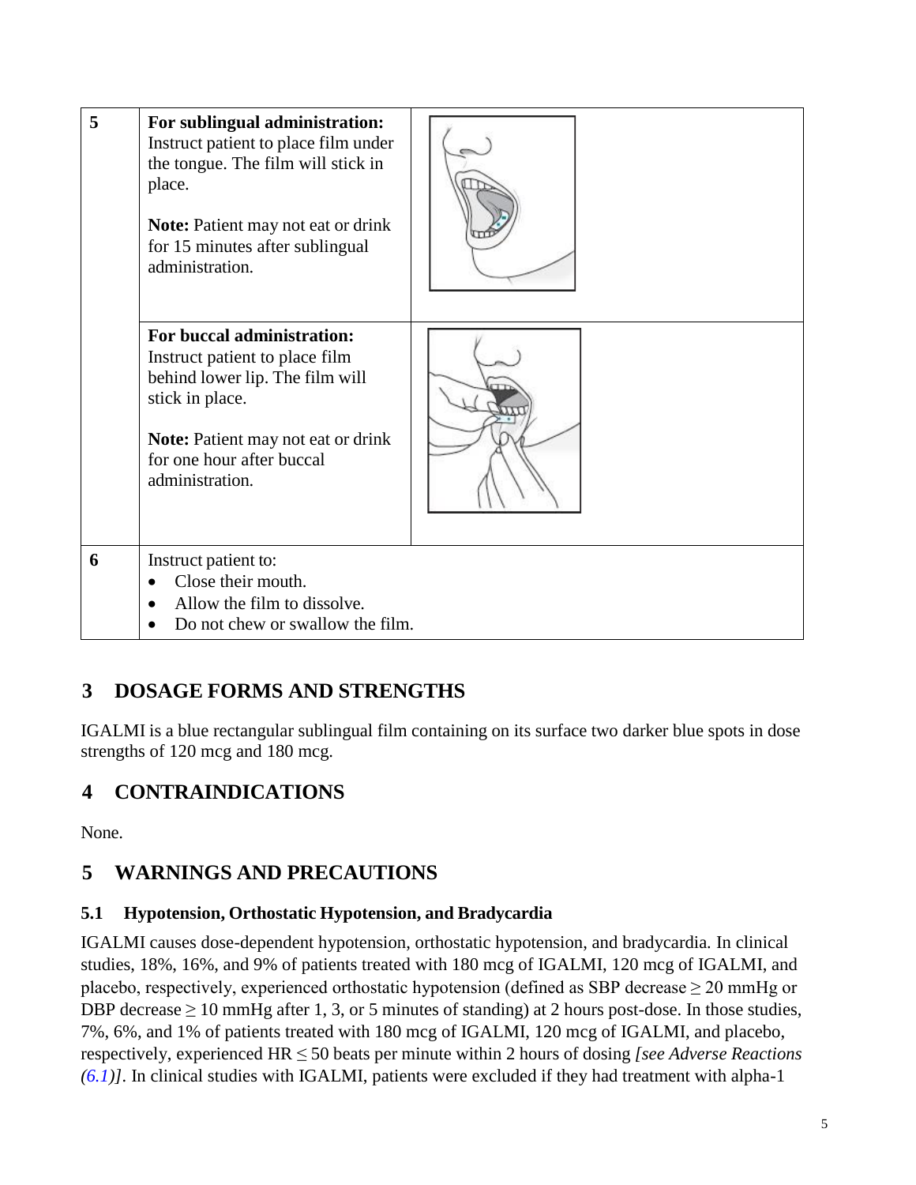| | | |
|---|---|---|
| **5** | **For sublingual administration:** Instruct patient to place film under the tongue. The film will stick in place.<br><br>**Note:** Patient may not eat or drink for 15 minutes after sublingual administration. | |
| | **For buccal administration:** Instruct patient to place film behind lower lip. The film will stick in place.<br><br>**Note:** Patient may not eat or drink for one hour after buccal administration. | |
| **6** | Instruct patient to:<br>• Close their mouth.<br>• Allow the film to dissolve.<br>• Do not chew or swallow the film. | |

## 3 DOSAGE FORMS AND STRENGTHS

IGALMI is a blue rectangular sublingual film containing on its surface two darker blue spots in dose strengths of 120 mcg and 180 mcg.

## 4 CONTRAINDICATIONS

None.

## 5 WARNINGS AND PRECAUTIONS

### 5.1 Hypotension, Orthostatic Hypotension, and Bradycardia

IGALMI causes dose-dependent hypotension, orthostatic hypotension, and bradycardia. In clinical studies, 18%, 16%, and 9% of patients treated with 180 mcg of IGALMI, 120 mcg of IGALMI, and placebo, respectively, experienced orthostatic hypotension (defined as SBP decrease ≥ 20 mmHg or DBP decrease ≥ 10 mmHg after 1, 3, or 5 minutes of standing) at 2 hours post-dose. In those studies, 7%, 6%, and 1% of patients treated with 180 mcg of IGALMI, 120 mcg of IGALMI, and placebo, respectively, experienced HR ≤ 50 beats per minute within 2 hours of dosing *[see Adverse Reactions (6.1)]*. In clinical studies with IGALMI, patients were excluded if they had treatment with alpha-1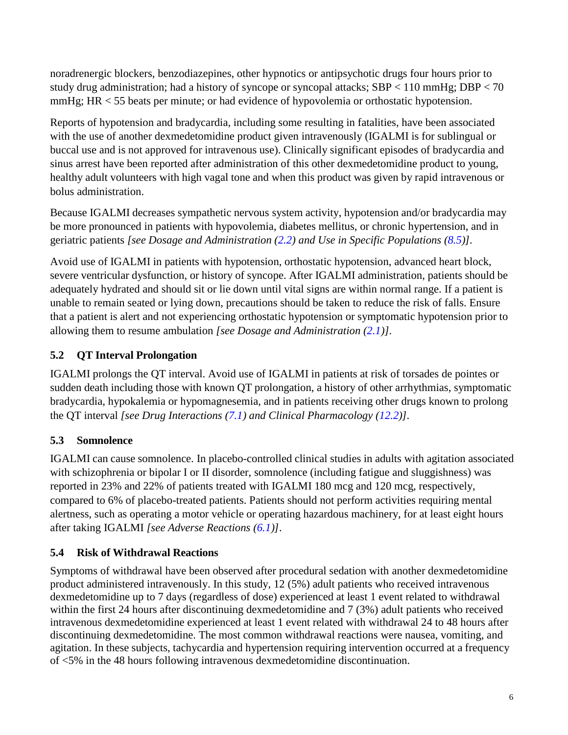noradrenergic blockers, benzodiazepines, other hypnotics or antipsychotic drugs four hours prior to study drug administration; had a history of syncope or syncopal attacks; SBP < 110 mmHg; DBP < 70 mmHg; HR < 55 beats per minute; or had evidence of hypovolemia or orthostatic hypotension.

Reports of hypotension and bradycardia, including some resulting in fatalities, have been associated with the use of another dexmedetomidine product given intravenously (IGALMI is for sublingual or buccal use and is not approved for intravenous use). Clinically significant episodes of bradycardia and sinus arrest have been reported after administration of this other dexmedetomidine product to young, healthy adult volunteers with high vagal tone and when this product was given by rapid intravenous or bolus administration.

Because IGALMI decreases sympathetic nervous system activity, hypotension and/or bradycardia may be more pronounced in patients with hypovolemia, diabetes mellitus, or chronic hypertension, and in geriatric patients *[see Dosage and Administration (2.2) and Use in Specific Populations (8.5)]*.

Avoid use of IGALMI in patients with hypotension, orthostatic hypotension, advanced heart block, severe ventricular dysfunction, or history of syncope. After IGALMI administration, patients should be adequately hydrated and should sit or lie down until vital signs are within normal range. If a patient is unable to remain seated or lying down, precautions should be taken to reduce the risk of falls. Ensure that a patient is alert and not experiencing orthostatic hypotension or symptomatic hypotension prior to allowing them to resume ambulation *[see Dosage and Administration (2.1)]*.

### 5.2 QT Interval Prolongation

IGALMI prolongs the QT interval. Avoid use of IGALMI in patients at risk of torsades de pointes or sudden death including those with known QT prolongation, a history of other arrhythmias, symptomatic bradycardia, hypokalemia or hypomagnesemia, and in patients receiving other drugs known to prolong the QT interval *[see Drug Interactions (7.1) and Clinical Pharmacology (12.2)]*.

### 5.3 Somnolence

IGALMI can cause somnolence. In placebo-controlled clinical studies in adults with agitation associated with schizophrenia or bipolar I or II disorder, somnolence (including fatigue and sluggishness) was reported in 23% and 22% of patients treated with IGALMI 180 mcg and 120 mcg, respectively, compared to 6% of placebo-treated patients. Patients should not perform activities requiring mental alertness, such as operating a motor vehicle or operating hazardous machinery, for at least eight hours after taking IGALMI *[see Adverse Reactions (6.1)]*.

### 5.4 Risk of Withdrawal Reactions

Symptoms of withdrawal have been observed after procedural sedation with another dexmedetomidine product administered intravenously. In this study, 12 (5%) adult patients who received intravenous dexmedetomidine up to 7 days (regardless of dose) experienced at least 1 event related to withdrawal within the first 24 hours after discontinuing dexmedetomidine and 7 (3%) adult patients who received intravenous dexmedetomidine experienced at least 1 event related with withdrawal 24 to 48 hours after discontinuing dexmedetomidine. The most common withdrawal reactions were nausea, vomiting, and agitation. In these subjects, tachycardia and hypertension requiring intervention occurred at a frequency of <5% in the 48 hours following intravenous dexmedetomidine discontinuation.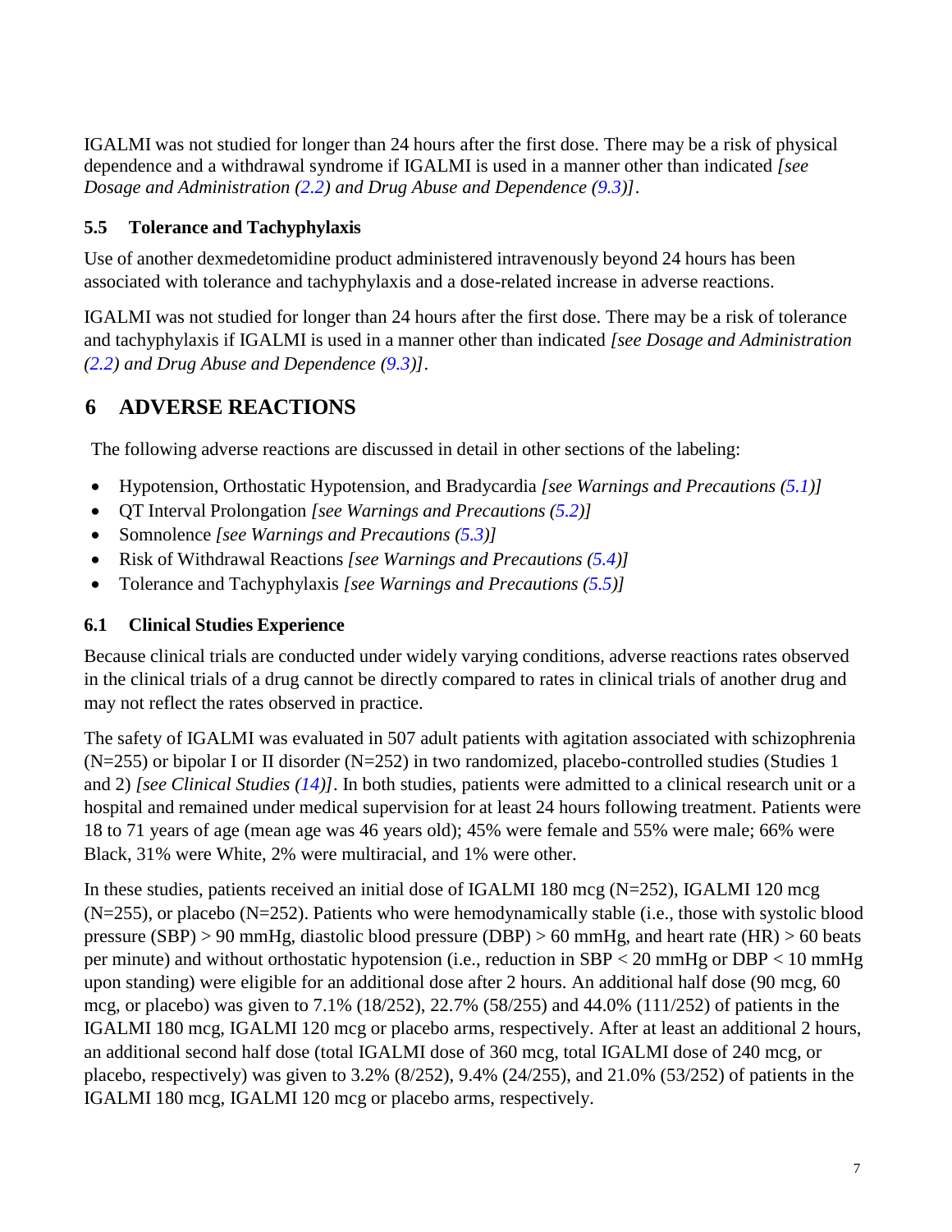IGALMI was not studied for longer than 24 hours after the first dose. There may be a risk of physical dependence and a withdrawal syndrome if IGALMI is used in a manner other than indicated *[see Dosage and Administration (2.2) and Drug Abuse and Dependence (9.3)]*.

### 5.5 Tolerance and Tachyphylaxis

Use of another dexmedetomidine product administered intravenously beyond 24 hours has been associated with tolerance and tachyphylaxis and a dose-related increase in adverse reactions.

IGALMI was not studied for longer than 24 hours after the first dose. There may be a risk of tolerance and tachyphylaxis if IGALMI is used in a manner other than indicated *[see Dosage and Administration (2.2) and Drug Abuse and Dependence (9.3)]*.

## 6 ADVERSE REACTIONS

The following adverse reactions are discussed in detail in other sections of the labeling:

- Hypotension, Orthostatic Hypotension, and Bradycardia *[see Warnings and Precautions (5.1)]*
- QT Interval Prolongation *[see Warnings and Precautions (5.2)]*
- Somnolence *[see Warnings and Precautions (5.3)]*
- Risk of Withdrawal Reactions *[see Warnings and Precautions (5.4)]*
- Tolerance and Tachyphylaxis *[see Warnings and Precautions (5.5)]*

### 6.1 Clinical Studies Experience

Because clinical trials are conducted under widely varying conditions, adverse reactions rates observed in the clinical trials of a drug cannot be directly compared to rates in clinical trials of another drug and may not reflect the rates observed in practice.

The safety of IGALMI was evaluated in 507 adult patients with agitation associated with schizophrenia (N=255) or bipolar I or II disorder (N=252) in two randomized, placebo-controlled studies (Studies 1 and 2) *[see Clinical Studies (14)]*. In both studies, patients were admitted to a clinical research unit or a hospital and remained under medical supervision for at least 24 hours following treatment. Patients were 18 to 71 years of age (mean age was 46 years old); 45% were female and 55% were male; 66% were Black, 31% were White, 2% were multiracial, and 1% were other.

In these studies, patients received an initial dose of IGALMI 180 mcg (N=252), IGALMI 120 mcg (N=255), or placebo (N=252). Patients who were hemodynamically stable (i.e., those with systolic blood pressure (SBP) > 90 mmHg, diastolic blood pressure (DBP) > 60 mmHg, and heart rate (HR) > 60 beats per minute) and without orthostatic hypotension (i.e., reduction in SBP < 20 mmHg or DBP < 10 mmHg upon standing) were eligible for an additional dose after 2 hours. An additional half dose (90 mcg, 60 mcg, or placebo) was given to 7.1% (18/252), 22.7% (58/255) and 44.0% (111/252) of patients in the IGALMI 180 mcg, IGALMI 120 mcg or placebo arms, respectively. After at least an additional 2 hours, an additional second half dose (total IGALMI dose of 360 mcg, total IGALMI dose of 240 mcg, or placebo, respectively) was given to 3.2% (8/252), 9.4% (24/255), and 21.0% (53/252) of patients in the IGALMI 180 mcg, IGALMI 120 mcg or placebo arms, respectively.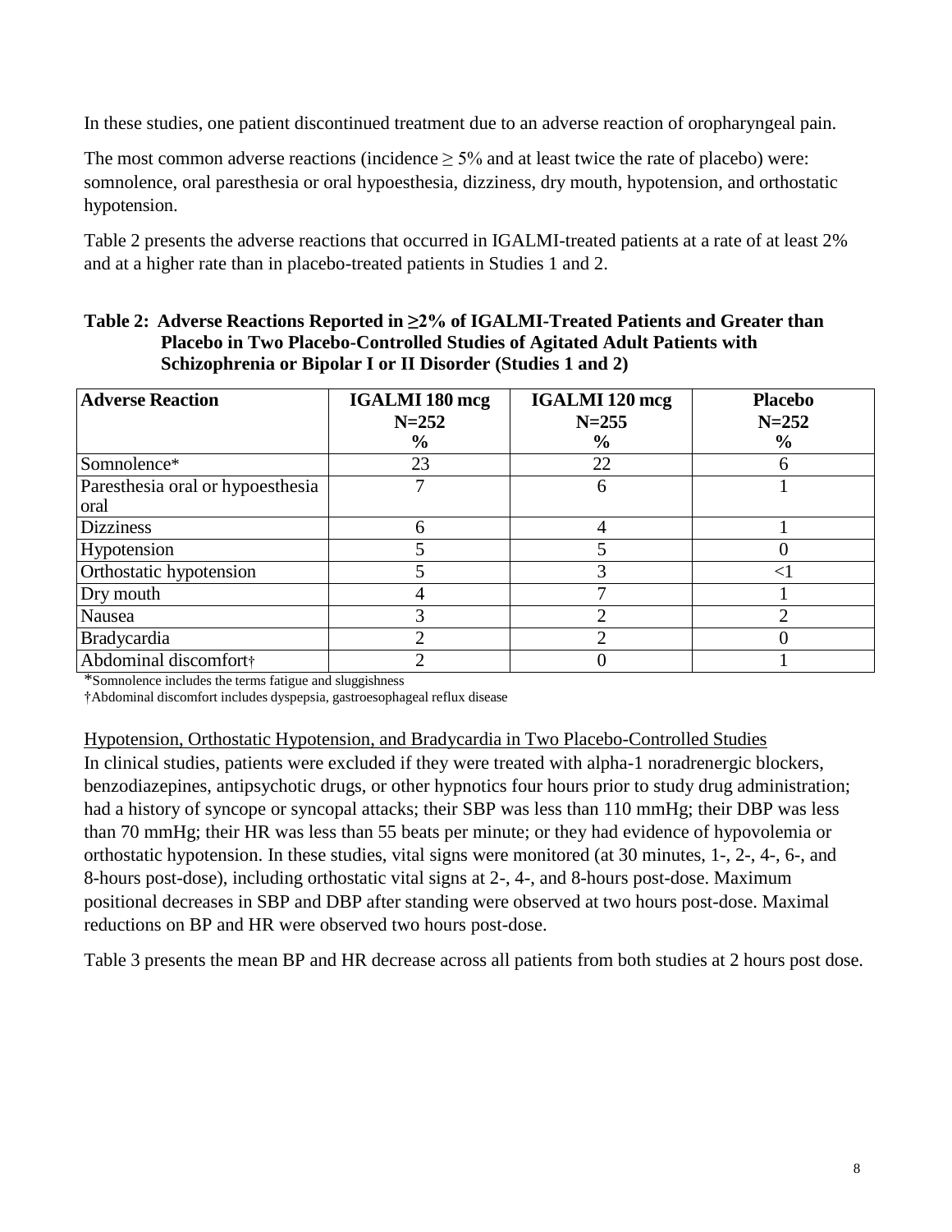In these studies, one patient discontinued treatment due to an adverse reaction of oropharyngeal pain.

The most common adverse reactions (incidence ≥ 5% and at least twice the rate of placebo) were: somnolence, oral paresthesia or oral hypoesthesia, dizziness, dry mouth, hypotension, and orthostatic hypotension.

Table 2 presents the adverse reactions that occurred in IGALMI-treated patients at a rate of at least 2% and at a higher rate than in placebo-treated patients in Studies 1 and 2.

**Table 2: Adverse Reactions Reported in ≥2% of IGALMI-Treated Patients and Greater than Placebo in Two Placebo-Controlled Studies of Agitated Adult Patients with Schizophrenia or Bipolar I or II Disorder (Studies 1 and 2)**

| Adverse Reaction | IGALMI 180 mcg N=252 % | IGALMI 120 mcg N=255 % | Placebo N=252 % |
|---|---|---|---|
| Somnolence* | 23 | 22 | 6 |
| Paresthesia oral or hypoesthesia oral | 7 | 6 | 1 |
| Dizziness | 6 | 4 | 1 |
| Hypotension | 5 | 5 | 0 |
| Orthostatic hypotension | 5 | 3 | <1 |
| Dry mouth | 4 | 7 | 1 |
| Nausea | 3 | 2 | 2 |
| Bradycardia | 2 | 2 | 0 |
| Abdominal discomfort† | 2 | 0 | 1 |

*Somnolence includes the terms fatigue and sluggishness

†Abdominal discomfort includes dyspepsia, gastroesophageal reflux disease

Hypotension, Orthostatic Hypotension, and Bradycardia in Two Placebo-Controlled Studies

In clinical studies, patients were excluded if they were treated with alpha-1 noradrenergic blockers, benzodiazepines, antipsychotic drugs, or other hypnotics four hours prior to study drug administration; had a history of syncope or syncopal attacks; their SBP was less than 110 mmHg; their DBP was less than 70 mmHg; their HR was less than 55 beats per minute; or they had evidence of hypovolemia or orthostatic hypotension. In these studies, vital signs were monitored (at 30 minutes, 1-, 2-, 4-, 6-, and 8-hours post-dose), including orthostatic vital signs at 2-, 4-, and 8-hours post-dose. Maximum positional decreases in SBP and DBP after standing were observed at two hours post-dose. Maximal reductions on BP and HR were observed two hours post-dose.

Table 3 presents the mean BP and HR decrease across all patients from both studies at 2 hours post dose.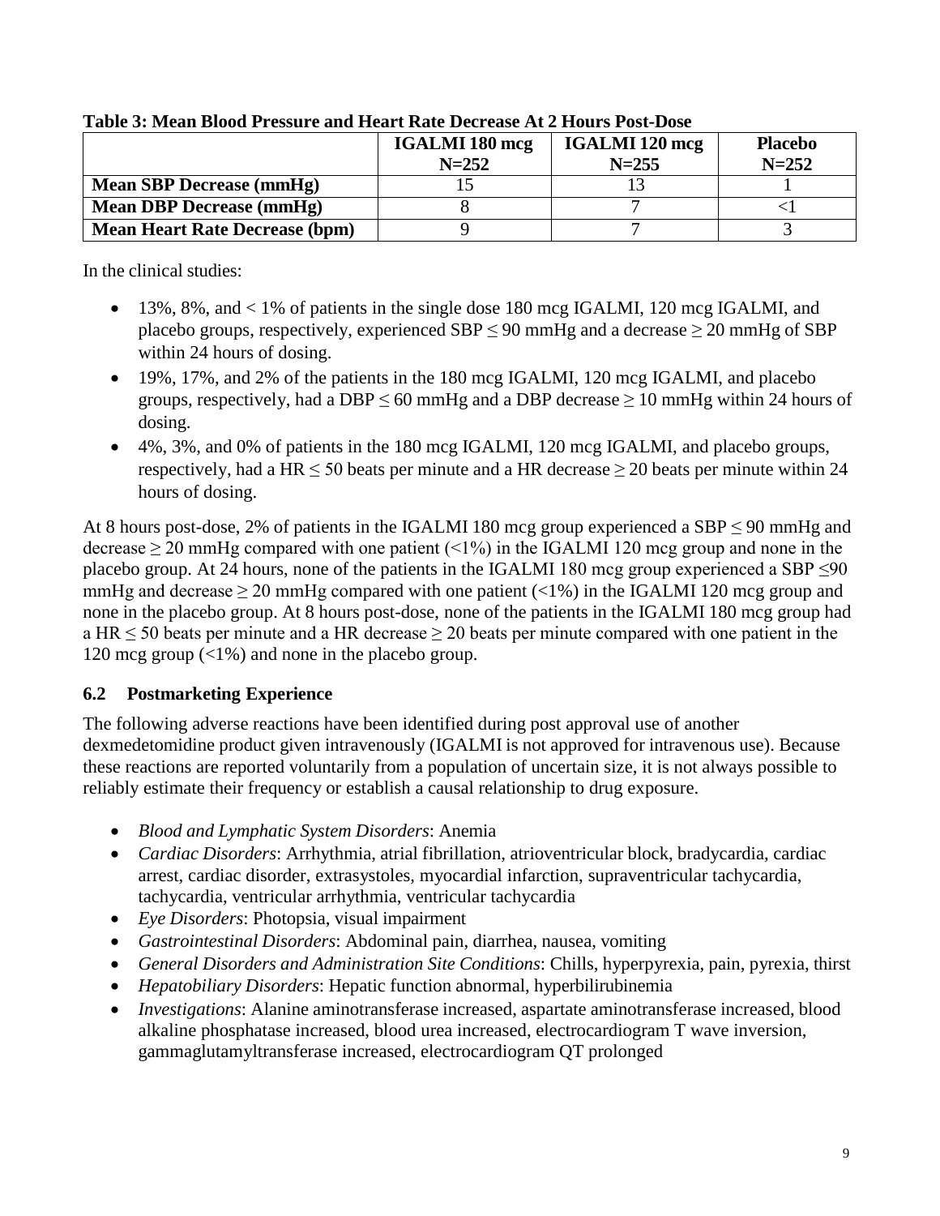**Table 3: Mean Blood Pressure and Heart Rate Decrease At 2 Hours Post-Dose**

| | IGALMI 180 mcg N=252 | IGALMI 120 mcg N=255 | Placebo N=252 |
|---|---|---|---|
| **Mean SBP Decrease (mmHg)** | 15 | 13 | 1 |
| **Mean DBP Decrease (mmHg)** | 8 | 7 | <1 |
| **Mean Heart Rate Decrease (bpm)** | 9 | 7 | 3 |

In the clinical studies:

- 13%, 8%, and < 1% of patients in the single dose 180 mcg IGALMI, 120 mcg IGALMI, and placebo groups, respectively, experienced SBP ≤ 90 mmHg and a decrease ≥ 20 mmHg of SBP within 24 hours of dosing.
- 19%, 17%, and 2% of the patients in the 180 mcg IGALMI, 120 mcg IGALMI, and placebo groups, respectively, had a DBP ≤ 60 mmHg and a DBP decrease ≥ 10 mmHg within 24 hours of dosing.
- 4%, 3%, and 0% of patients in the 180 mcg IGALMI, 120 mcg IGALMI, and placebo groups, respectively, had a HR ≤ 50 beats per minute and a HR decrease ≥ 20 beats per minute within 24 hours of dosing.

At 8 hours post-dose, 2% of patients in the IGALMI 180 mcg group experienced a SBP ≤ 90 mmHg and decrease ≥ 20 mmHg compared with one patient (<1%) in the IGALMI 120 mcg group and none in the placebo group. At 24 hours, none of the patients in the IGALMI 180 mcg group experienced a SBP ≤90 mmHg and decrease ≥ 20 mmHg compared with one patient (<1%) in the IGALMI 120 mcg group and none in the placebo group. At 8 hours post-dose, none of the patients in the IGALMI 180 mcg group had a HR ≤ 50 beats per minute and a HR decrease ≥ 20 beats per minute compared with one patient in the 120 mcg group (<1%) and none in the placebo group.

## 6.2 Postmarketing Experience

The following adverse reactions have been identified during post approval use of another dexmedetomidine product given intravenously (IGALMI is not approved for intravenous use). Because these reactions are reported voluntarily from a population of uncertain size, it is not always possible to reliably estimate their frequency or establish a causal relationship to drug exposure.

- *Blood and Lymphatic System Disorders*: Anemia
- *Cardiac Disorders*: Arrhythmia, atrial fibrillation, atrioventricular block, bradycardia, cardiac arrest, cardiac disorder, extrasystoles, myocardial infarction, supraventricular tachycardia, tachycardia, ventricular arrhythmia, ventricular tachycardia
- *Eye Disorders*: Photopsia, visual impairment
- *Gastrointestinal Disorders*: Abdominal pain, diarrhea, nausea, vomiting
- *General Disorders and Administration Site Conditions*: Chills, hyperpyrexia, pain, pyrexia, thirst
- *Hepatobiliary Disorders*: Hepatic function abnormal, hyperbilirubinemia
- *Investigations*: Alanine aminotransferase increased, aspartate aminotransferase increased, blood alkaline phosphatase increased, blood urea increased, electrocardiogram T wave inversion, gammaglutamyltransferase increased, electrocardiogram QT prolonged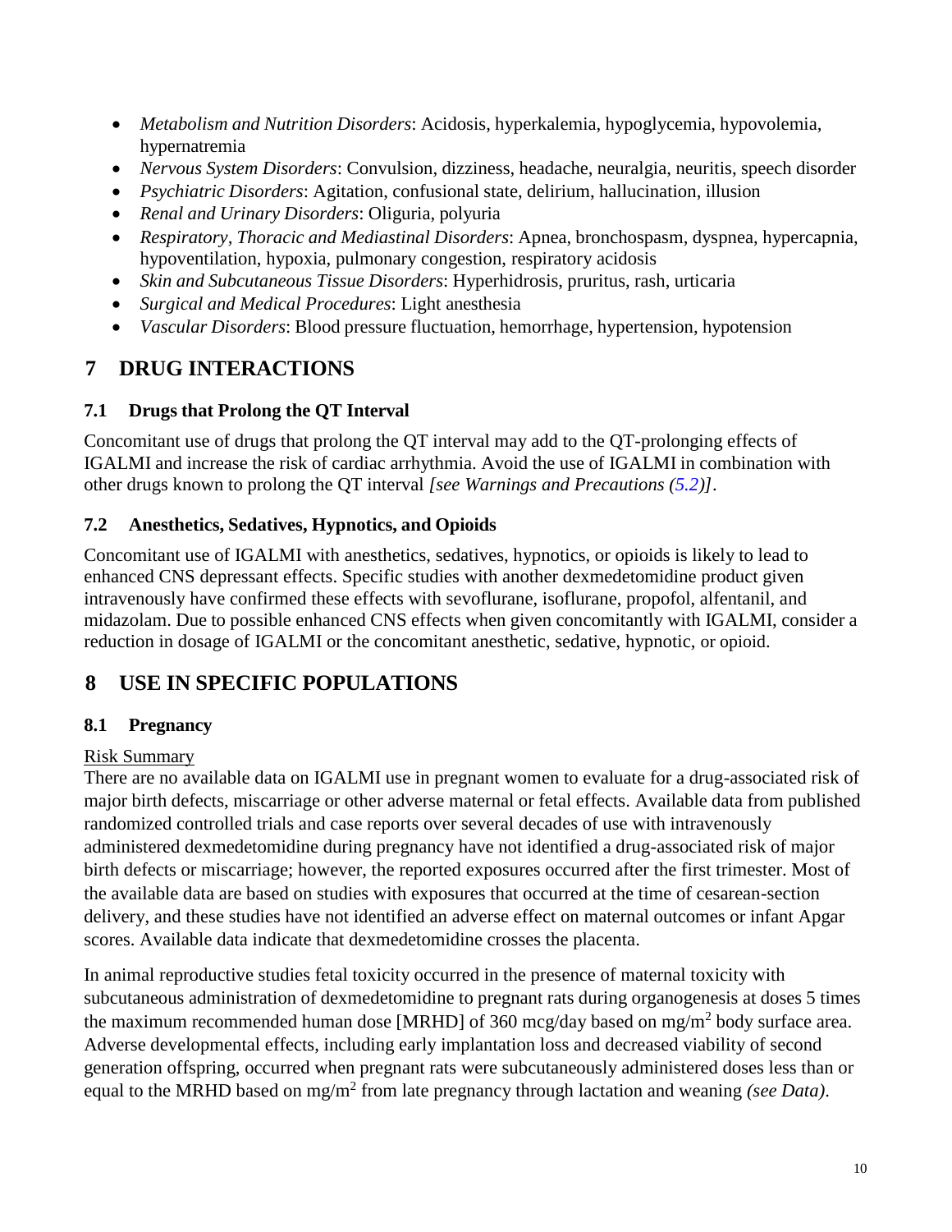- *Metabolism and Nutrition Disorders*: Acidosis, hyperkalemia, hypoglycemia, hypovolemia, hypernatremia
- *Nervous System Disorders*: Convulsion, dizziness, headache, neuralgia, neuritis, speech disorder
- *Psychiatric Disorders*: Agitation, confusional state, delirium, hallucination, illusion
- *Renal and Urinary Disorders*: Oliguria, polyuria
- *Respiratory, Thoracic and Mediastinal Disorders*: Apnea, bronchospasm, dyspnea, hypercapnia, hypoventilation, hypoxia, pulmonary congestion, respiratory acidosis
- *Skin and Subcutaneous Tissue Disorders*: Hyperhidrosis, pruritus, rash, urticaria
- *Surgical and Medical Procedures*: Light anesthesia
- *Vascular Disorders*: Blood pressure fluctuation, hemorrhage, hypertension, hypotension

# 7 DRUG INTERACTIONS

## 7.1 Drugs that Prolong the QT Interval

Concomitant use of drugs that prolong the QT interval may add to the QT-prolonging effects of IGALMI and increase the risk of cardiac arrhythmia. Avoid the use of IGALMI in combination with other drugs known to prolong the QT interval *[see Warnings and Precautions (5.2)]*.

## 7.2 Anesthetics, Sedatives, Hypnotics, and Opioids

Concomitant use of IGALMI with anesthetics, sedatives, hypnotics, or opioids is likely to lead to enhanced CNS depressant effects. Specific studies with another dexmedetomidine product given intravenously have confirmed these effects with sevoflurane, isoflurane, propofol, alfentanil, and midazolam. Due to possible enhanced CNS effects when given concomitantly with IGALMI, consider a reduction in dosage of IGALMI or the concomitant anesthetic, sedative, hypnotic, or opioid.

# 8 USE IN SPECIFIC POPULATIONS

## 8.1 Pregnancy

Risk Summary

There are no available data on IGALMI use in pregnant women to evaluate for a drug-associated risk of major birth defects, miscarriage or other adverse maternal or fetal effects. Available data from published randomized controlled trials and case reports over several decades of use with intravenously administered dexmedetomidine during pregnancy have not identified a drug-associated risk of major birth defects or miscarriage; however, the reported exposures occurred after the first trimester. Most of the available data are based on studies with exposures that occurred at the time of cesarean-section delivery, and these studies have not identified an adverse effect on maternal outcomes or infant Apgar scores. Available data indicate that dexmedetomidine crosses the placenta.

In animal reproductive studies fetal toxicity occurred in the presence of maternal toxicity with subcutaneous administration of dexmedetomidine to pregnant rats during organogenesis at doses 5 times the maximum recommended human dose [MRHD] of 360 mcg/day based on mg/$m^2$ body surface area. Adverse developmental effects, including early implantation loss and decreased viability of second generation offspring, occurred when pregnant rats were subcutaneously administered doses less than or equal to the MRHD based on mg/$m^2$ from late pregnancy through lactation and weaning *(see Data)*.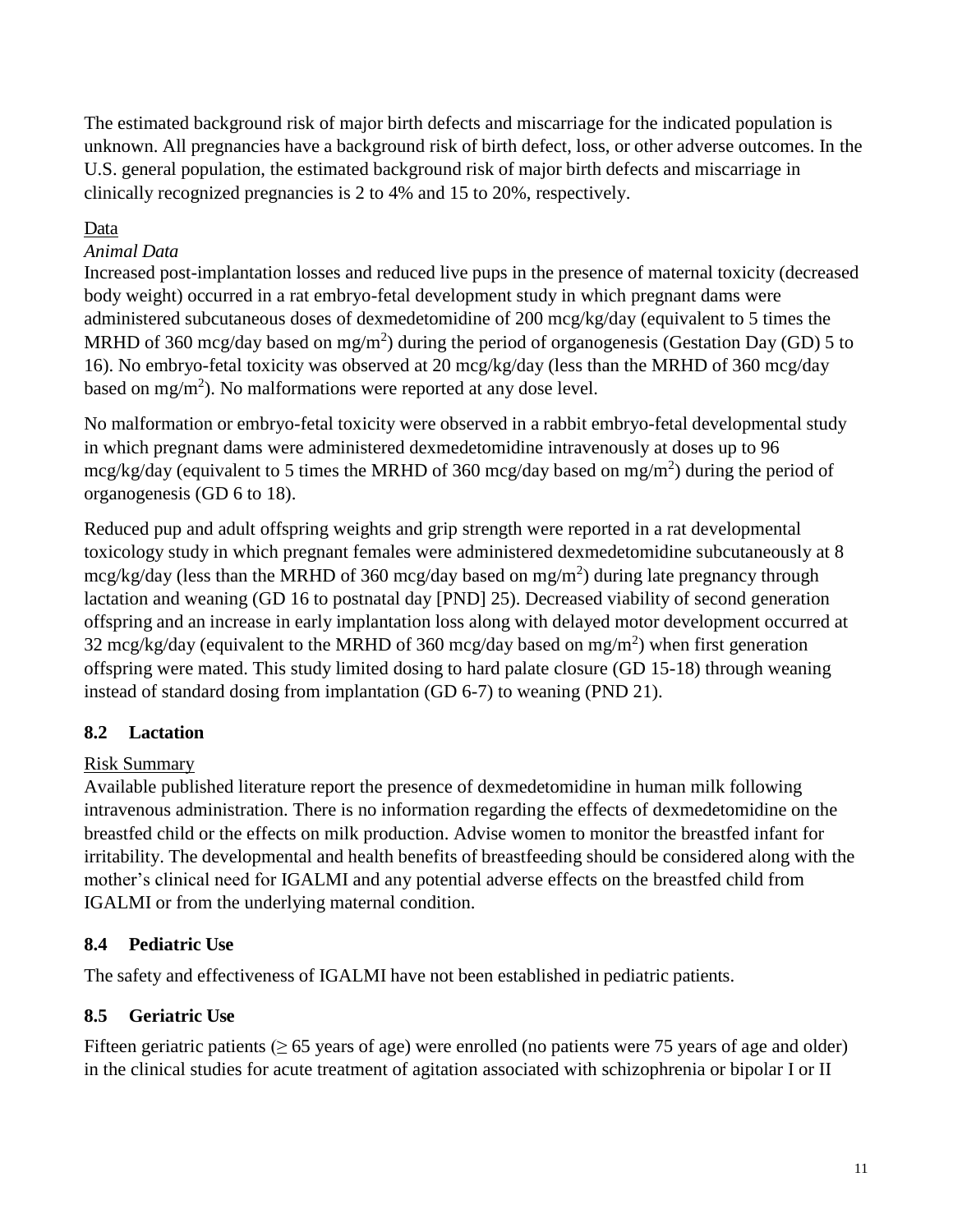The estimated background risk of major birth defects and miscarriage for the indicated population is unknown. All pregnancies have a background risk of birth defect, loss, or other adverse outcomes. In the U.S. general population, the estimated background risk of major birth defects and miscarriage in clinically recognized pregnancies is 2 to 4% and 15 to 20%, respectively.

Data

*Animal Data*

Increased post-implantation losses and reduced live pups in the presence of maternal toxicity (decreased body weight) occurred in a rat embryo-fetal development study in which pregnant dams were administered subcutaneous doses of dexmedetomidine of 200 mcg/kg/day (equivalent to 5 times the MRHD of 360 mcg/day based on $mg/m^2$) during the period of organogenesis (Gestation Day (GD) 5 to 16). No embryo-fetal toxicity was observed at 20 mcg/kg/day (less than the MRHD of 360 mcg/day based on $mg/m^2$). No malformations were reported at any dose level.

No malformation or embryo-fetal toxicity were observed in a rabbit embryo-fetal developmental study in which pregnant dams were administered dexmedetomidine intravenously at doses up to 96 mcg/kg/day (equivalent to 5 times the MRHD of 360 mcg/day based on $mg/m^2$) during the period of organogenesis (GD 6 to 18).

Reduced pup and adult offspring weights and grip strength were reported in a rat developmental toxicology study in which pregnant females were administered dexmedetomidine subcutaneously at 8 mcg/kg/day (less than the MRHD of 360 mcg/day based on $mg/m^2$) during late pregnancy through lactation and weaning (GD 16 to postnatal day [PND] 25). Decreased viability of second generation offspring and an increase in early implantation loss along with delayed motor development occurred at 32 mcg/kg/day (equivalent to the MRHD of 360 mcg/day based on $mg/m^2$) when first generation offspring were mated. This study limited dosing to hard palate closure (GD 15-18) through weaning instead of standard dosing from implantation (GD 6-7) to weaning (PND 21).

## 8.2 Lactation

Risk Summary

Available published literature report the presence of dexmedetomidine in human milk following intravenous administration. There is no information regarding the effects of dexmedetomidine on the breastfed child or the effects on milk production. Advise women to monitor the breastfed infant for irritability. The developmental and health benefits of breastfeeding should be considered along with the mother's clinical need for IGALMI and any potential adverse effects on the breastfed child from IGALMI or from the underlying maternal condition.

## 8.4 Pediatric Use

The safety and effectiveness of IGALMI have not been established in pediatric patients.

## 8.5 Geriatric Use

Fifteen geriatric patients (≥ 65 years of age) were enrolled (no patients were 75 years of age and older) in the clinical studies for acute treatment of agitation associated with schizophrenia or bipolar I or II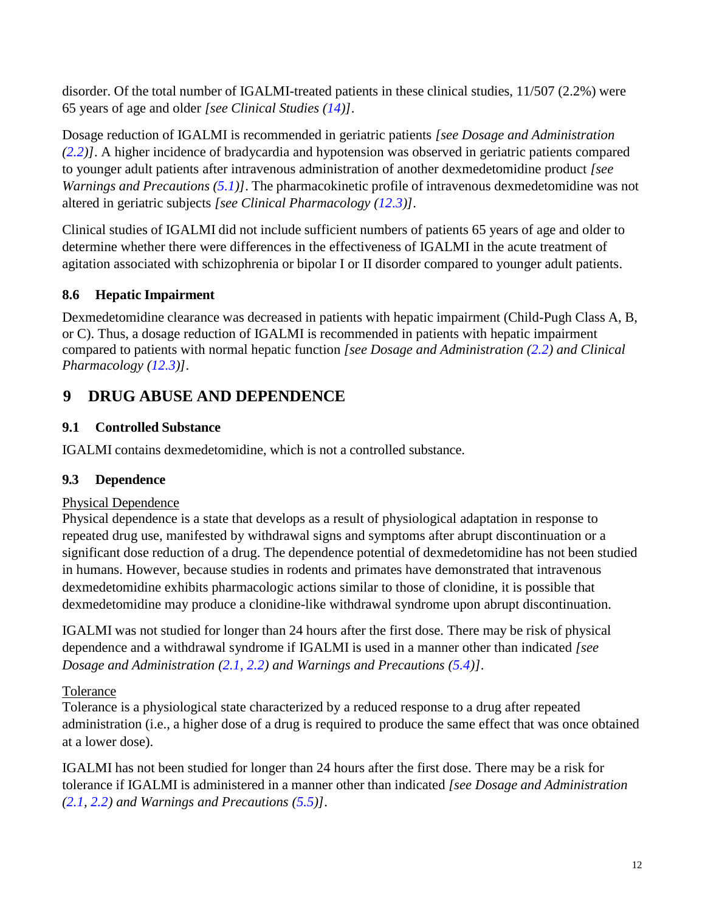disorder. Of the total number of IGALMI-treated patients in these clinical studies, 11/507 (2.2%) were 65 years of age and older *[see Clinical Studies (14)]*.

Dosage reduction of IGALMI is recommended in geriatric patients *[see Dosage and Administration (2.2)]*. A higher incidence of bradycardia and hypotension was observed in geriatric patients compared to younger adult patients after intravenous administration of another dexmedetomidine product *[see Warnings and Precautions (5.1)]*. The pharmacokinetic profile of intravenous dexmedetomidine was not altered in geriatric subjects *[see Clinical Pharmacology (12.3)]*.

Clinical studies of IGALMI did not include sufficient numbers of patients 65 years of age and older to determine whether there were differences in the effectiveness of IGALMI in the acute treatment of agitation associated with schizophrenia or bipolar I or II disorder compared to younger adult patients.

### 8.6 Hepatic Impairment

Dexmedetomidine clearance was decreased in patients with hepatic impairment (Child-Pugh Class A, B, or C). Thus, a dosage reduction of IGALMI is recommended in patients with hepatic impairment compared to patients with normal hepatic function *[see Dosage and Administration (2.2) and Clinical Pharmacology (12.3)]*.

## 9 DRUG ABUSE AND DEPENDENCE

### 9.1 Controlled Substance

IGALMI contains dexmedetomidine, which is not a controlled substance.

### 9.3 Dependence

<u>Physical Dependence</u>

Physical dependence is a state that develops as a result of physiological adaptation in response to repeated drug use, manifested by withdrawal signs and symptoms after abrupt discontinuation or a significant dose reduction of a drug. The dependence potential of dexmedetomidine has not been studied in humans. However, because studies in rodents and primates have demonstrated that intravenous dexmedetomidine exhibits pharmacologic actions similar to those of clonidine, it is possible that dexmedetomidine may produce a clonidine-like withdrawal syndrome upon abrupt discontinuation.

IGALMI was not studied for longer than 24 hours after the first dose. There may be risk of physical dependence and a withdrawal syndrome if IGALMI is used in a manner other than indicated *[see Dosage and Administration (2.1, 2.2) and Warnings and Precautions (5.4)]*.

<u>Tolerance</u>

Tolerance is a physiological state characterized by a reduced response to a drug after repeated administration (i.e., a higher dose of a drug is required to produce the same effect that was once obtained at a lower dose).

IGALMI has not been studied for longer than 24 hours after the first dose. There may be a risk for tolerance if IGALMI is administered in a manner other than indicated *[see Dosage and Administration (2.1, 2.2) and Warnings and Precautions (5.5)]*.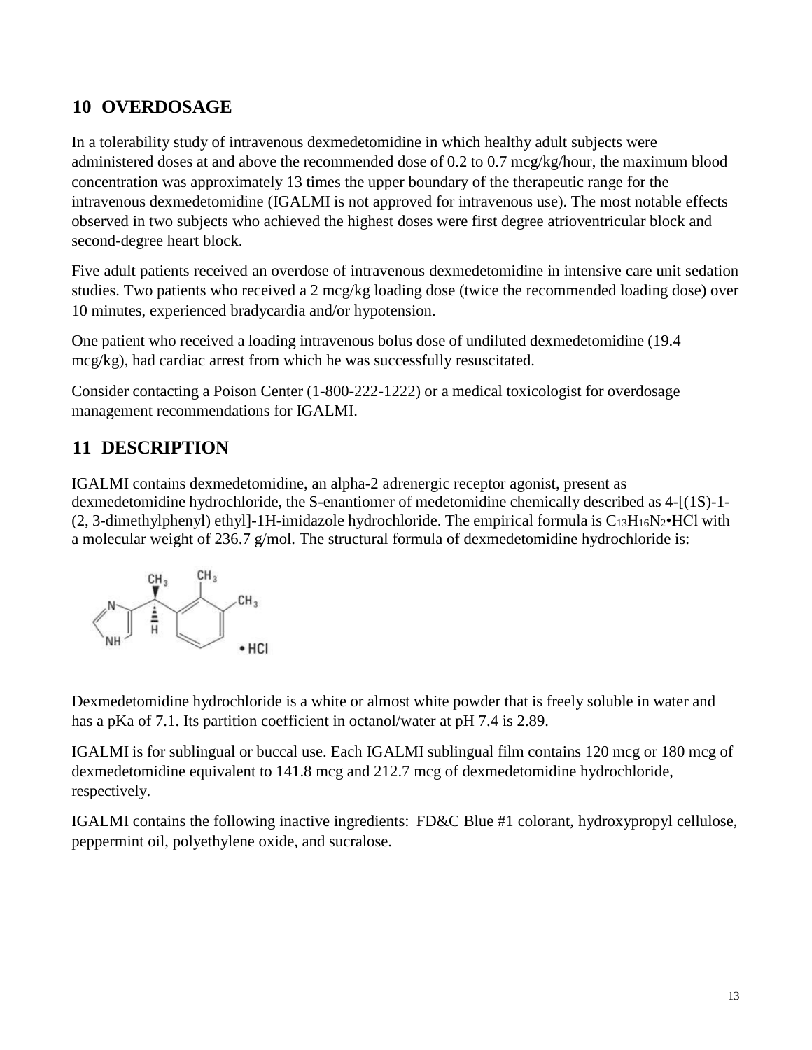## 10 OVERDOSAGE

In a tolerability study of intravenous dexmedetomidine in which healthy adult subjects were administered doses at and above the recommended dose of 0.2 to 0.7 mcg/kg/hour, the maximum blood concentration was approximately 13 times the upper boundary of the therapeutic range for the intravenous dexmedetomidine (IGALMI is not approved for intravenous use). The most notable effects observed in two subjects who achieved the highest doses were first degree atrioventricular block and second-degree heart block.

Five adult patients received an overdose of intravenous dexmedetomidine in intensive care unit sedation studies. Two patients who received a 2 mcg/kg loading dose (twice the recommended loading dose) over 10 minutes, experienced bradycardia and/or hypotension.

One patient who received a loading intravenous bolus dose of undiluted dexmedetomidine (19.4 mcg/kg), had cardiac arrest from which he was successfully resuscitated.

Consider contacting a Poison Center (1-800-222-1222) or a medical toxicologist for overdosage management recommendations for IGALMI.

## 11 DESCRIPTION

IGALMI contains dexmedetomidine, an alpha-2 adrenergic receptor agonist, present as dexmedetomidine hydrochloride, the S-enantiomer of medetomidine chemically described as 4-[(1S)-1-(2, 3-dimethylphenyl) ethyl]-1H-imidazole hydrochloride. The empirical formula is $C_{13}H_{16}N_2$•HCl with a molecular weight of 236.7 g/mol. The structural formula of dexmedetomidine hydrochloride is:

Dexmedetomidine hydrochloride is a white or almost white powder that is freely soluble in water and has a pKa of 7.1. Its partition coefficient in octanol/water at pH 7.4 is 2.89.

IGALMI is for sublingual or buccal use. Each IGALMI sublingual film contains 120 mcg or 180 mcg of dexmedetomidine equivalent to 141.8 mcg and 212.7 mcg of dexmedetomidine hydrochloride, respectively.

IGALMI contains the following inactive ingredients: FD&C Blue #1 colorant, hydroxypropyl cellulose, peppermint oil, polyethylene oxide, and sucralose.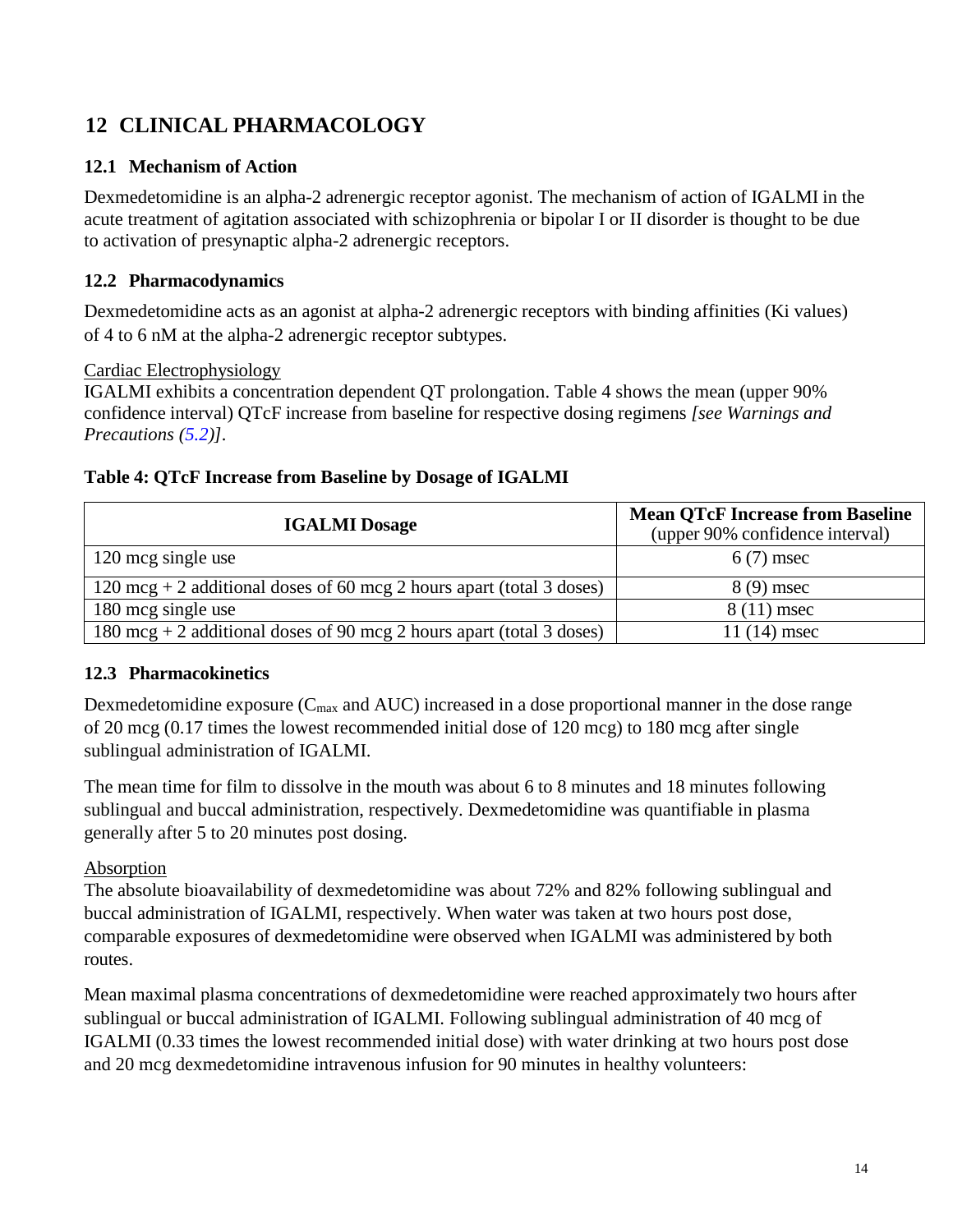# 12 CLINICAL PHARMACOLOGY

## 12.1 Mechanism of Action

Dexmedetomidine is an alpha-2 adrenergic receptor agonist. The mechanism of action of IGALMI in the acute treatment of agitation associated with schizophrenia or bipolar I or II disorder is thought to be due to activation of presynaptic alpha-2 adrenergic receptors.

## 12.2 Pharmacodynamics

Dexmedetomidine acts as an agonist at alpha-2 adrenergic receptors with binding affinities (Ki values) of 4 to 6 nM at the alpha-2 adrenergic receptor subtypes.

Cardiac Electrophysiology

IGALMI exhibits a concentration dependent QT prolongation. Table 4 shows the mean (upper 90% confidence interval) QTcF increase from baseline for respective dosing regimens *[see Warnings and Precautions (5.2)]*.

**Table 4: QTcF Increase from Baseline by Dosage of IGALMI**

| IGALMI Dosage | Mean QTcF Increase from Baseline (upper 90% confidence interval) |
|---|---|
| 120 mcg single use | 6 (7) msec |
| 120 mcg + 2 additional doses of 60 mcg 2 hours apart (total 3 doses) | 8 (9) msec |
| 180 mcg single use | 8 (11) msec |
| 180 mcg + 2 additional doses of 90 mcg 2 hours apart (total 3 doses) | 11 (14) msec |

## 12.3 Pharmacokinetics

Dexmedetomidine exposure ($C_{max}$ and AUC) increased in a dose proportional manner in the dose range of 20 mcg (0.17 times the lowest recommended initial dose of 120 mcg) to 180 mcg after single sublingual administration of IGALMI.

The mean time for film to dissolve in the mouth was about 6 to 8 minutes and 18 minutes following sublingual and buccal administration, respectively. Dexmedetomidine was quantifiable in plasma generally after 5 to 20 minutes post dosing.

Absorption

The absolute bioavailability of dexmedetomidine was about 72% and 82% following sublingual and buccal administration of IGALMI, respectively. When water was taken at two hours post dose, comparable exposures of dexmedetomidine were observed when IGALMI was administered by both routes.

Mean maximal plasma concentrations of dexmedetomidine were reached approximately two hours after sublingual or buccal administration of IGALMI. Following sublingual administration of 40 mcg of IGALMI (0.33 times the lowest recommended initial dose) with water drinking at two hours post dose and 20 mcg dexmedetomidine intravenous infusion for 90 minutes in healthy volunteers: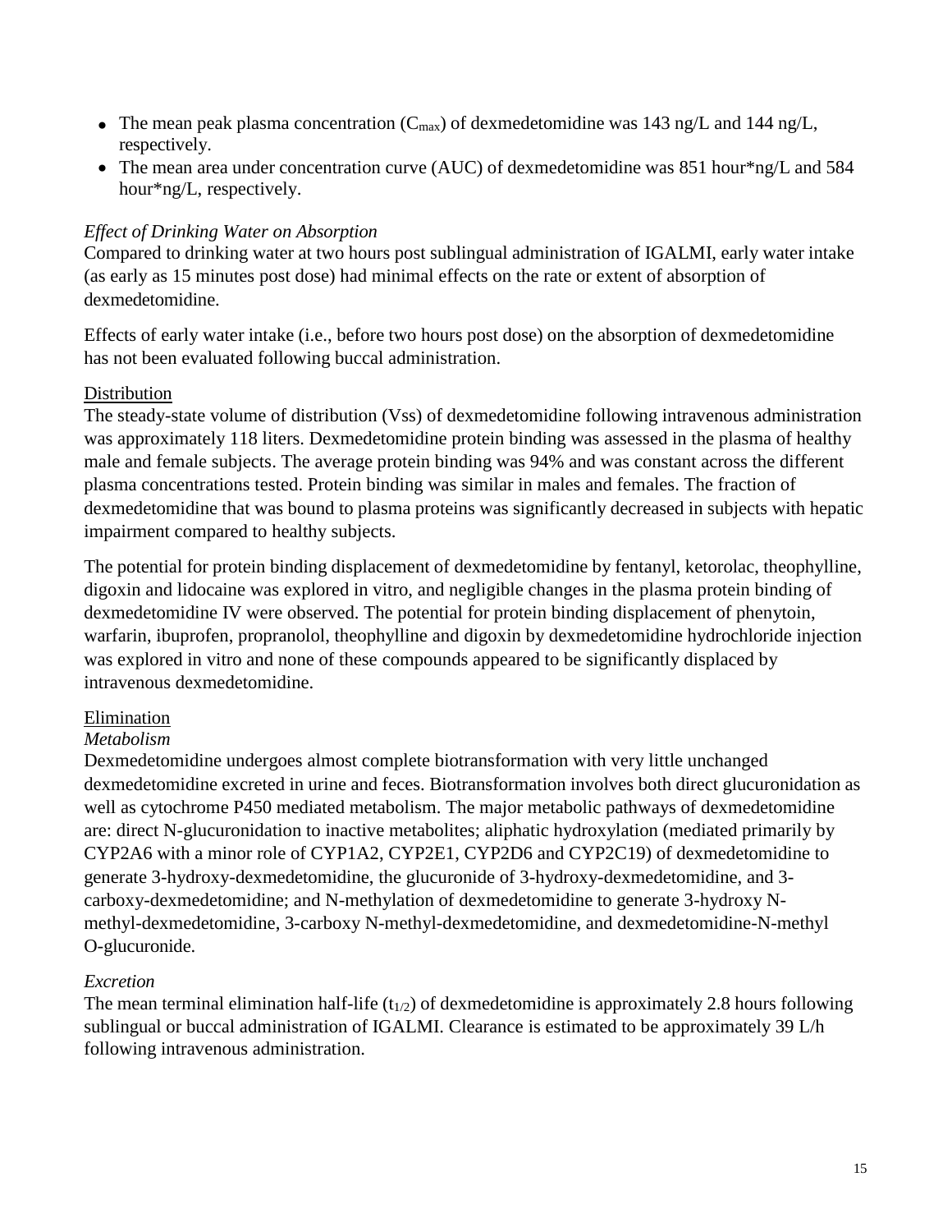- The mean peak plasma concentration ($C_{max}$) of dexmedetomidine was 143 ng/L and 144 ng/L, respectively.
- The mean area under concentration curve (AUC) of dexmedetomidine was 851 hour*ng/L and 584 hour*ng/L, respectively.

*Effect of Drinking Water on Absorption*

Compared to drinking water at two hours post sublingual administration of IGALMI, early water intake (as early as 15 minutes post dose) had minimal effects on the rate or extent of absorption of dexmedetomidine.

Effects of early water intake (i.e., before two hours post dose) on the absorption of dexmedetomidine has not been evaluated following buccal administration.

Distribution

The steady-state volume of distribution (Vss) of dexmedetomidine following intravenous administration was approximately 118 liters. Dexmedetomidine protein binding was assessed in the plasma of healthy male and female subjects. The average protein binding was 94% and was constant across the different plasma concentrations tested. Protein binding was similar in males and females. The fraction of dexmedetomidine that was bound to plasma proteins was significantly decreased in subjects with hepatic impairment compared to healthy subjects.

The potential for protein binding displacement of dexmedetomidine by fentanyl, ketorolac, theophylline, digoxin and lidocaine was explored in vitro, and negligible changes in the plasma protein binding of dexmedetomidine IV were observed. The potential for protein binding displacement of phenytoin, warfarin, ibuprofen, propranolol, theophylline and digoxin by dexmedetomidine hydrochloride injection was explored in vitro and none of these compounds appeared to be significantly displaced by intravenous dexmedetomidine.

Elimination

*Metabolism*

Dexmedetomidine undergoes almost complete biotransformation with very little unchanged dexmedetomidine excreted in urine and feces. Biotransformation involves both direct glucuronidation as well as cytochrome P450 mediated metabolism. The major metabolic pathways of dexmedetomidine are: direct N-glucuronidation to inactive metabolites; aliphatic hydroxylation (mediated primarily by CYP2A6 with a minor role of CYP1A2, CYP2E1, CYP2D6 and CYP2C19) of dexmedetomidine to generate 3-hydroxy-dexmedetomidine, the glucuronide of 3-hydroxy-dexmedetomidine, and 3-carboxy-dexmedetomidine; and N-methylation of dexmedetomidine to generate 3-hydroxy N-methyl-dexmedetomidine, 3-carboxy N-methyl-dexmedetomidine, and dexmedetomidine-N-methyl O-glucuronide.

*Excretion*

The mean terminal elimination half-life ($t_{1/2}$) of dexmedetomidine is approximately 2.8 hours following sublingual or buccal administration of IGALMI. Clearance is estimated to be approximately 39 L/h following intravenous administration.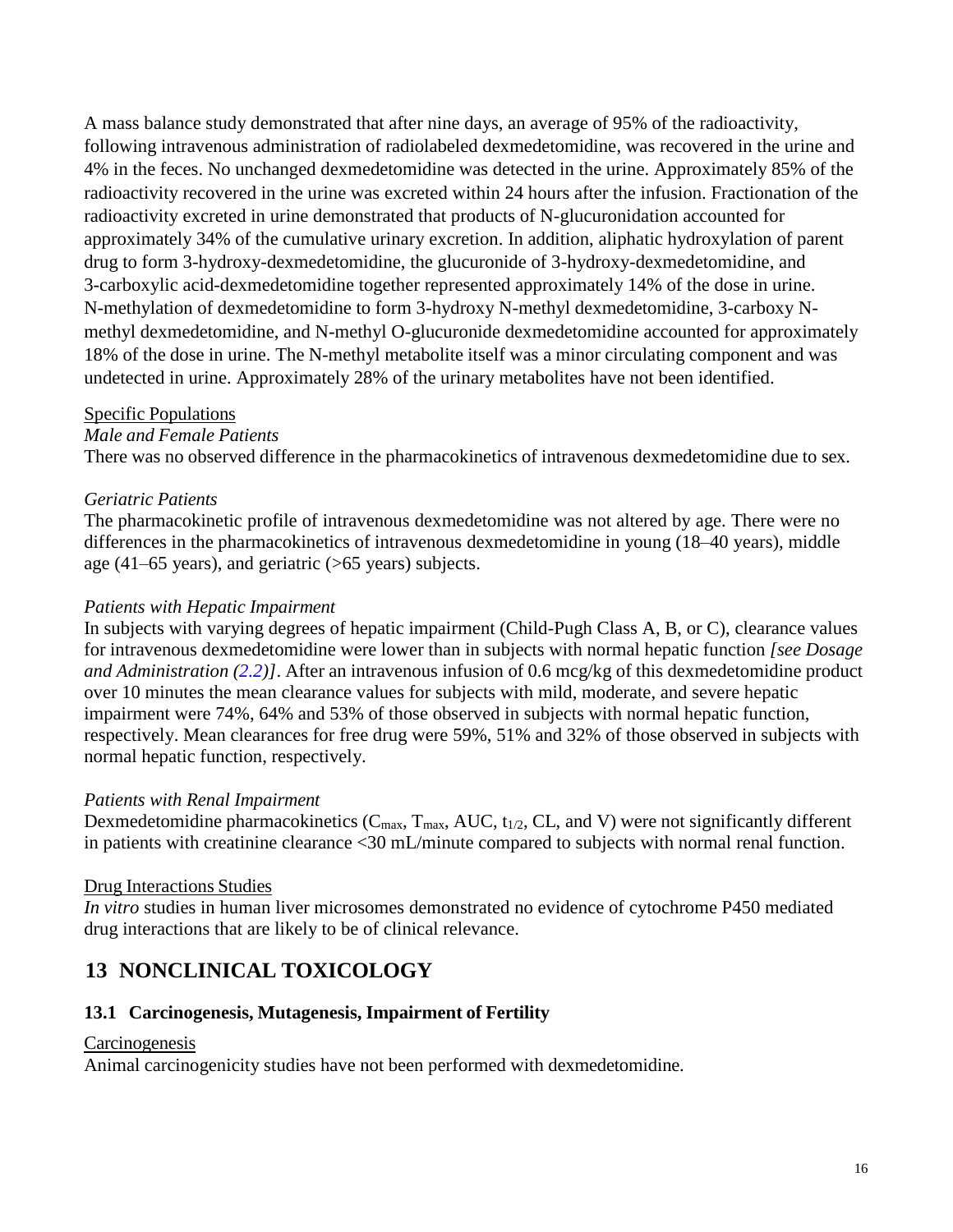A mass balance study demonstrated that after nine days, an average of 95% of the radioactivity, following intravenous administration of radiolabeled dexmedetomidine, was recovered in the urine and 4% in the feces. No unchanged dexmedetomidine was detected in the urine. Approximately 85% of the radioactivity recovered in the urine was excreted within 24 hours after the infusion. Fractionation of the radioactivity excreted in urine demonstrated that products of N-glucuronidation accounted for approximately 34% of the cumulative urinary excretion. In addition, aliphatic hydroxylation of parent drug to form 3-hydroxy-dexmedetomidine, the glucuronide of 3-hydroxy-dexmedetomidine, and 3-carboxylic acid-dexmedetomidine together represented approximately 14% of the dose in urine. N-methylation of dexmedetomidine to form 3-hydroxy N-methyl dexmedetomidine, 3-carboxy N-methyl dexmedetomidine, and N-methyl O-glucuronide dexmedetomidine accounted for approximately 18% of the dose in urine. The N-methyl metabolite itself was a minor circulating component and was undetected in urine. Approximately 28% of the urinary metabolites have not been identified.

Specific Populations

*Male and Female Patients*

There was no observed difference in the pharmacokinetics of intravenous dexmedetomidine due to sex.

*Geriatric Patients*

The pharmacokinetic profile of intravenous dexmedetomidine was not altered by age. There were no differences in the pharmacokinetics of intravenous dexmedetomidine in young (18–40 years), middle age (41–65 years), and geriatric (>65 years) subjects.

*Patients with Hepatic Impairment*

In subjects with varying degrees of hepatic impairment (Child-Pugh Class A, B, or C), clearance values for intravenous dexmedetomidine were lower than in subjects with normal hepatic function *[see Dosage and Administration (2.2)]*. After an intravenous infusion of 0.6 mcg/kg of this dexmedetomidine product over 10 minutes the mean clearance values for subjects with mild, moderate, and severe hepatic impairment were 74%, 64% and 53% of those observed in subjects with normal hepatic function, respectively. Mean clearances for free drug were 59%, 51% and 32% of those observed in subjects with normal hepatic function, respectively.

*Patients with Renal Impairment*

Dexmedetomidine pharmacokinetics ($C_{max}$, $T_{max}$, AUC, $t_{1/2}$, CL, and V) were not significantly different in patients with creatinine clearance <30 mL/minute compared to subjects with normal renal function.

Drug Interactions Studies

*In vitro* studies in human liver microsomes demonstrated no evidence of cytochrome P450 mediated drug interactions that are likely to be of clinical relevance.

# 13 NONCLINICAL TOXICOLOGY

## 13.1 Carcinogenesis, Mutagenesis, Impairment of Fertility

Carcinogenesis

Animal carcinogenicity studies have not been performed with dexmedetomidine.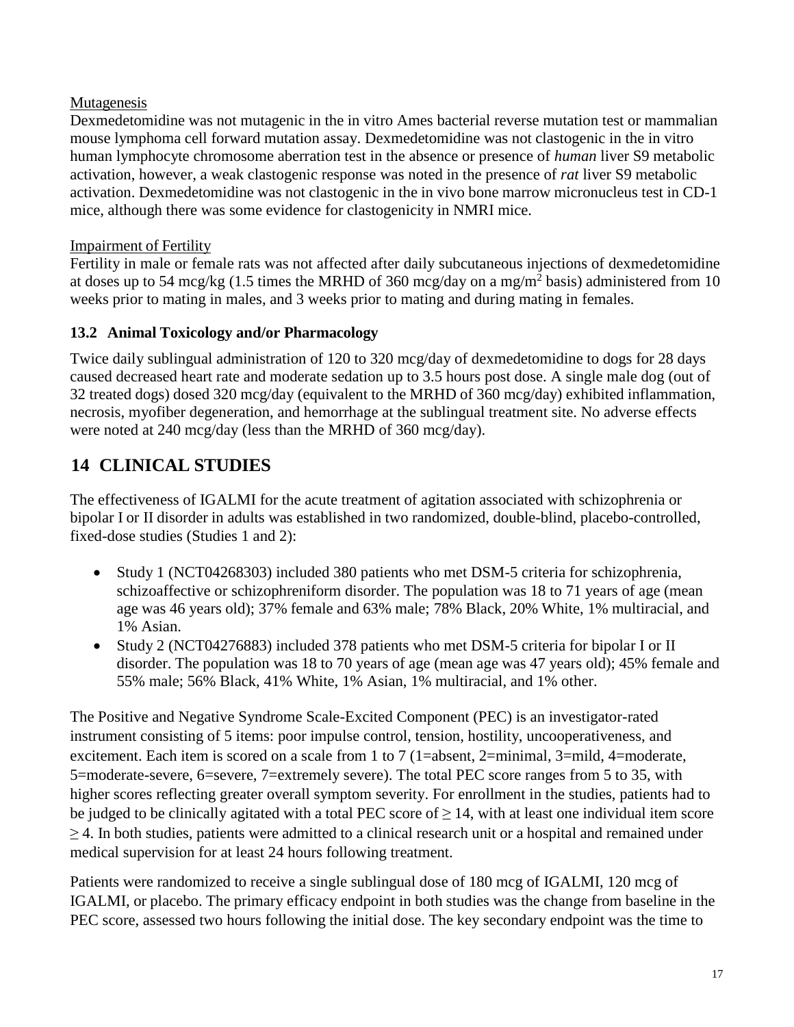Mutagenesis

Dexmedetomidine was not mutagenic in the in vitro Ames bacterial reverse mutation test or mammalian mouse lymphoma cell forward mutation assay. Dexmedetomidine was not clastogenic in the in vitro human lymphocyte chromosome aberration test in the absence or presence of *human* liver S9 metabolic activation, however, a weak clastogenic response was noted in the presence of *rat* liver S9 metabolic activation. Dexmedetomidine was not clastogenic in the in vivo bone marrow micronucleus test in CD-1 mice, although there was some evidence for clastogenicity in NMRI mice.

Impairment of Fertility

Fertility in male or female rats was not affected after daily subcutaneous injections of dexmedetomidine at doses up to 54 mcg/kg (1.5 times the MRHD of 360 mcg/day on a mg/m$^2$ basis) administered from 10 weeks prior to mating in males, and 3 weeks prior to mating and during mating in females.

### 13.2 Animal Toxicology and/or Pharmacology

Twice daily sublingual administration of 120 to 320 mcg/day of dexmedetomidine to dogs for 28 days caused decreased heart rate and moderate sedation up to 3.5 hours post dose. A single male dog (out of 32 treated dogs) dosed 320 mcg/day (equivalent to the MRHD of 360 mcg/day) exhibited inflammation, necrosis, myofiber degeneration, and hemorrhage at the sublingual treatment site. No adverse effects were noted at 240 mcg/day (less than the MRHD of 360 mcg/day).

## 14 CLINICAL STUDIES

The effectiveness of IGALMI for the acute treatment of agitation associated with schizophrenia or bipolar I or II disorder in adults was established in two randomized, double-blind, placebo-controlled, fixed-dose studies (Studies 1 and 2):

- Study 1 (NCT04268303) included 380 patients who met DSM-5 criteria for schizophrenia, schizoaffective or schizophreniform disorder. The population was 18 to 71 years of age (mean age was 46 years old); 37% female and 63% male; 78% Black, 20% White, 1% multiracial, and 1% Asian.
- Study 2 (NCT04276883) included 378 patients who met DSM-5 criteria for bipolar I or II disorder. The population was 18 to 70 years of age (mean age was 47 years old); 45% female and 55% male; 56% Black, 41% White, 1% Asian, 1% multiracial, and 1% other.

The Positive and Negative Syndrome Scale-Excited Component (PEC) is an investigator-rated instrument consisting of 5 items: poor impulse control, tension, hostility, uncooperativeness, and excitement. Each item is scored on a scale from 1 to 7 (1=absent, 2=minimal, 3=mild, 4=moderate, 5=moderate-severe, 6=severe, 7=extremely severe). The total PEC score ranges from 5 to 35, with higher scores reflecting greater overall symptom severity. For enrollment in the studies, patients had to be judged to be clinically agitated with a total PEC score of $\geq 14$, with at least one individual item score $\geq 4$. In both studies, patients were admitted to a clinical research unit or a hospital and remained under medical supervision for at least 24 hours following treatment.

Patients were randomized to receive a single sublingual dose of 180 mcg of IGALMI, 120 mcg of IGALMI, or placebo. The primary efficacy endpoint in both studies was the change from baseline in the PEC score, assessed two hours following the initial dose. The key secondary endpoint was the time to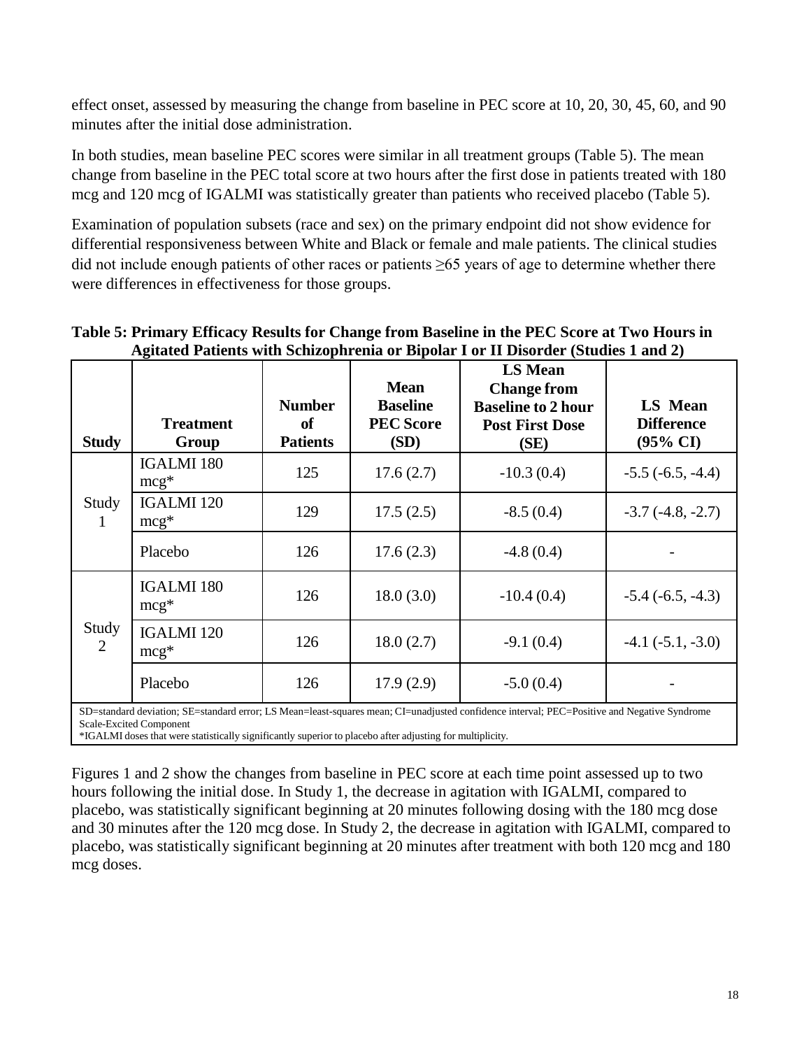effect onset, assessed by measuring the change from baseline in PEC score at 10, 20, 30, 45, 60, and 90 minutes after the initial dose administration.

In both studies, mean baseline PEC scores were similar in all treatment groups (Table 5). The mean change from baseline in the PEC total score at two hours after the first dose in patients treated with 180 mcg and 120 mcg of IGALMI was statistically greater than patients who received placebo (Table 5).

Examination of population subsets (race and sex) on the primary endpoint did not show evidence for differential responsiveness between White and Black or female and male patients. The clinical studies did not include enough patients of other races or patients ≥65 years of age to determine whether there were differences in effectiveness for those groups.

**Table 5: Primary Efficacy Results for Change from Baseline in the PEC Score at Two Hours in Agitated Patients with Schizophrenia or Bipolar I or II Disorder (Studies 1 and 2)**

| Study | Treatment Group | Number of Patients | Mean Baseline PEC Score (SD) | LS Mean Change from Baseline to 2 hour Post First Dose (SE) | LS Mean Difference (95% CI) |
|---|---|---|---|---|---|
| Study 1 | IGALMI 180 mcg* | 125 | 17.6 (2.7) | -10.3 (0.4) | -5.5 (-6.5, -4.4) |
| | IGALMI 120 mcg* | 129 | 17.5 (2.5) | -8.5 (0.4) | -3.7 (-4.8, -2.7) |
| | Placebo | 126 | 17.6 (2.3) | -4.8 (0.4) | - |
| Study 2 | IGALMI 180 mcg* | 126 | 18.0 (3.0) | -10.4 (0.4) | -5.4 (-6.5, -4.3) |
| | IGALMI 120 mcg* | 126 | 18.0 (2.7) | -9.1 (0.4) | -4.1 (-5.1, -3.0) |
| | Placebo | 126 | 17.9 (2.9) | -5.0 (0.4) | - |

SD=standard deviation; SE=standard error; LS Mean=least-squares mean; CI=unadjusted confidence interval; PEC=Positive and Negative Syndrome Scale-Excited Component
*IGALMI doses that were statistically significantly superior to placebo after adjusting for multiplicity.

Figures 1 and 2 show the changes from baseline in PEC score at each time point assessed up to two hours following the initial dose. In Study 1, the decrease in agitation with IGALMI, compared to placebo, was statistically significant beginning at 20 minutes following dosing with the 180 mcg dose and 30 minutes after the 120 mcg dose. In Study 2, the decrease in agitation with IGALMI, compared to placebo, was statistically significant beginning at 20 minutes after treatment with both 120 mcg and 180 mcg doses.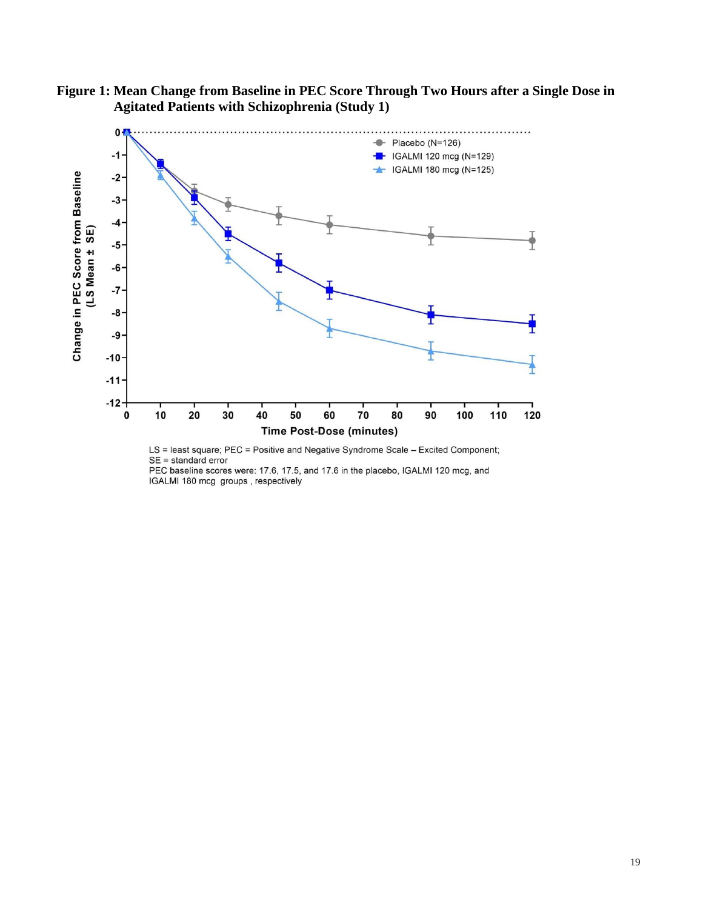**Figure 1: Mean Change from Baseline in PEC Score Through Two Hours after a Single Dose in Agitated Patients with Schizophrenia (Study 1)**

LS = least square; PEC = Positive and Negative Syndrome Scale – Excited Component; SE = standard error

PEC baseline scores were: 17.6, 17.5, and 17.6 in the placebo, IGALMI 120 mcg, and IGALMI 180 mcg groups , respectively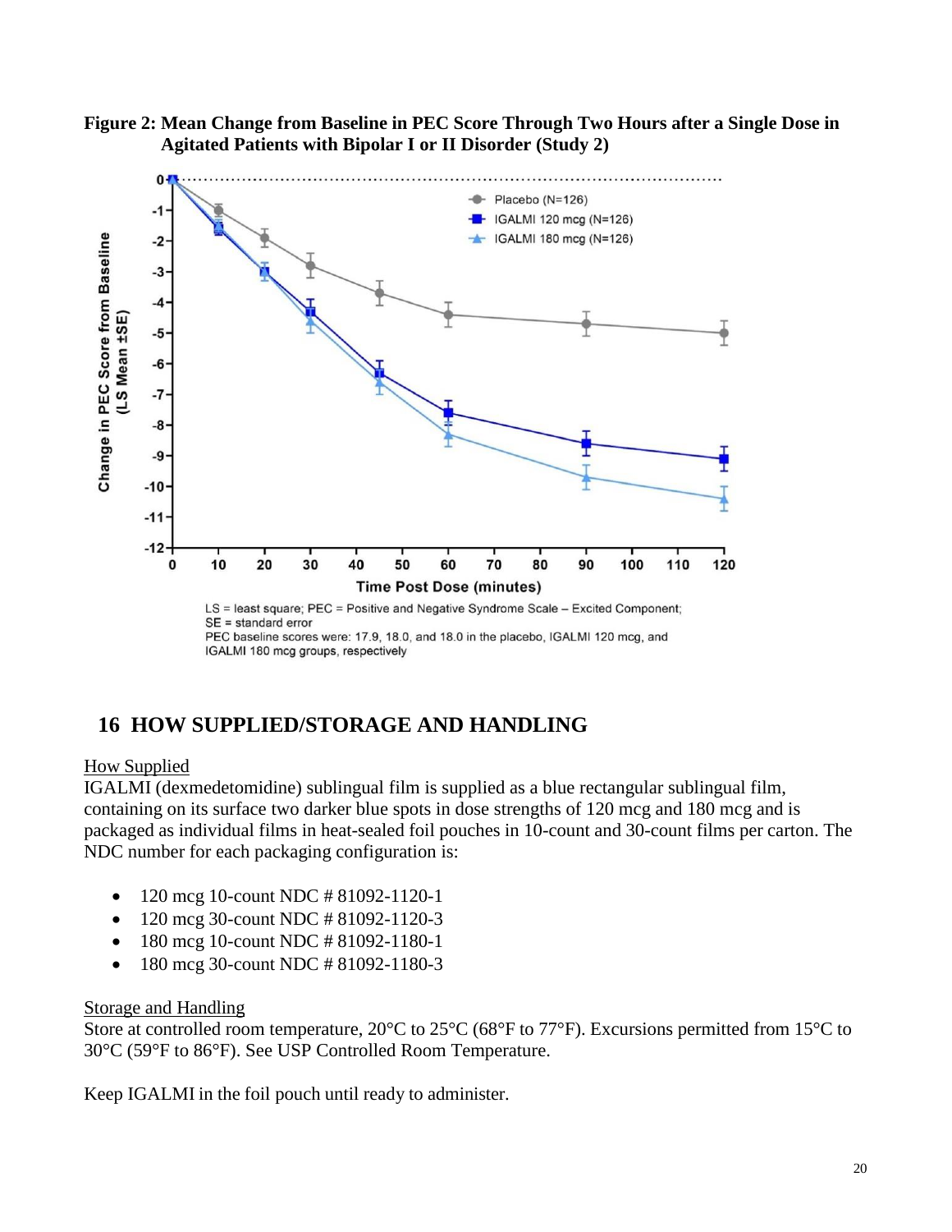**Figure 2: Mean Change from Baseline in PEC Score Through Two Hours after a Single Dose in Agitated Patients with Bipolar I or II Disorder (Study 2)**

LS = least square; PEC = Positive and Negative Syndrome Scale – Excited Component; SE = standard error

PEC baseline scores were: 17.9, 18.0, and 18.0 in the placebo, IGALMI 120 mcg, and IGALMI 180 mcg groups, respectively

## 16 HOW SUPPLIED/STORAGE AND HANDLING

How Supplied

IGALMI (dexmedetomidine) sublingual film is supplied as a blue rectangular sublingual film, containing on its surface two darker blue spots in dose strengths of 120 mcg and 180 mcg and is packaged as individual films in heat-sealed foil pouches in 10-count and 30-count films per carton. The NDC number for each packaging configuration is:

- 120 mcg 10-count NDC # 81092-1120-1
- 120 mcg 30-count NDC # 81092-1120-3
- 180 mcg 10-count NDC # 81092-1180-1
- 180 mcg 30-count NDC # 81092-1180-3

Storage and Handling

Store at controlled room temperature, 20°C to 25°C (68°F to 77°F). Excursions permitted from 15°C to 30°C (59°F to 86°F). See USP Controlled Room Temperature.

Keep IGALMI in the foil pouch until ready to administer.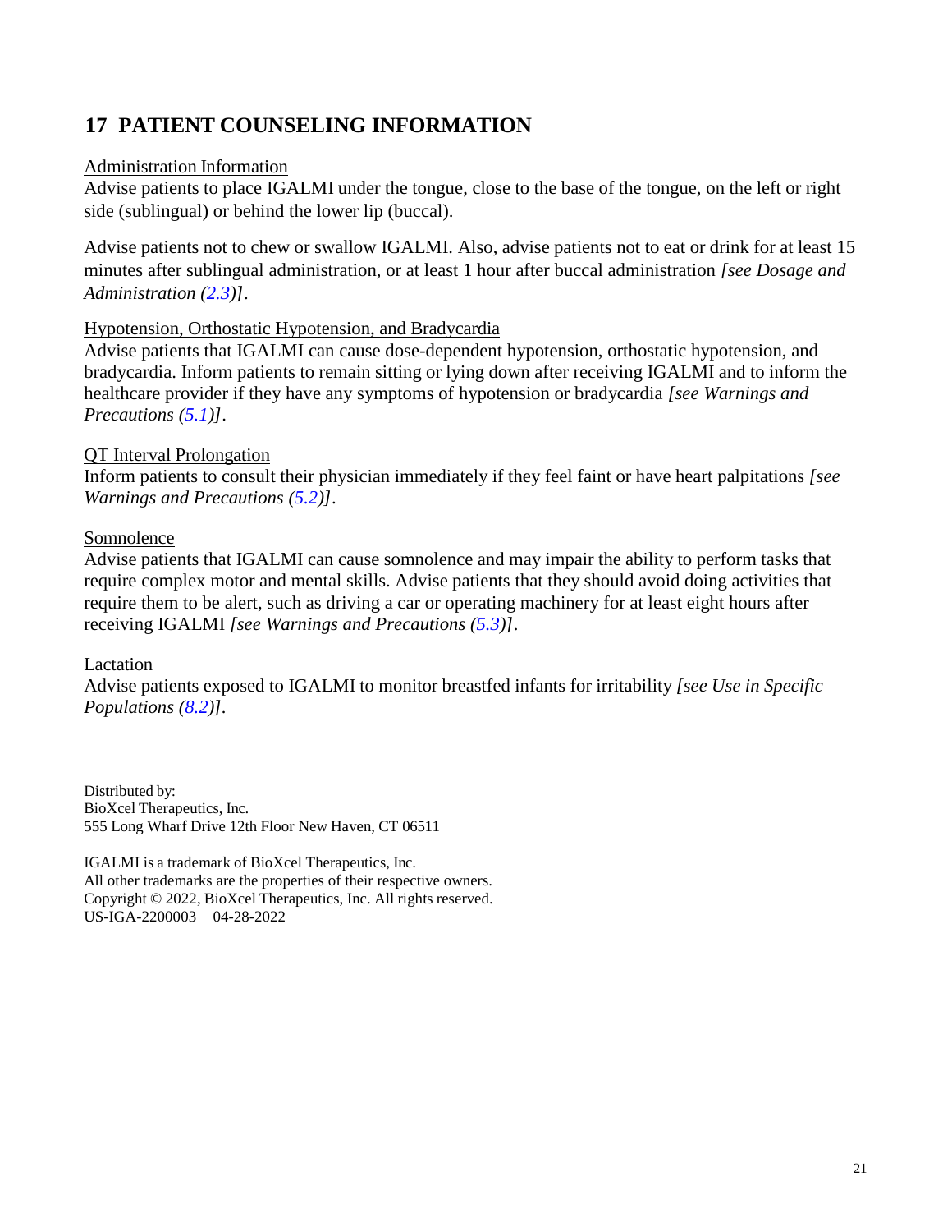## 17 PATIENT COUNSELING INFORMATION

Administration Information

Advise patients to place IGALMI under the tongue, close to the base of the tongue, on the left or right side (sublingual) or behind the lower lip (buccal).

Advise patients not to chew or swallow IGALMI. Also, advise patients not to eat or drink for at least 15 minutes after sublingual administration, or at least 1 hour after buccal administration *[see Dosage and Administration (2.3)]*.

Hypotension, Orthostatic Hypotension, and Bradycardia

Advise patients that IGALMI can cause dose-dependent hypotension, orthostatic hypotension, and bradycardia. Inform patients to remain sitting or lying down after receiving IGALMI and to inform the healthcare provider if they have any symptoms of hypotension or bradycardia *[see Warnings and Precautions (5.1)]*.

QT Interval Prolongation

Inform patients to consult their physician immediately if they feel faint or have heart palpitations *[see Warnings and Precautions (5.2)]*.

Somnolence

Advise patients that IGALMI can cause somnolence and may impair the ability to perform tasks that require complex motor and mental skills. Advise patients that they should avoid doing activities that require them to be alert, such as driving a car or operating machinery for at least eight hours after receiving IGALMI *[see Warnings and Precautions (5.3)]*.

Lactation

Advise patients exposed to IGALMI to monitor breastfed infants for irritability *[see Use in Specific Populations (8.2)]*.

Distributed by:
BioXcel Therapeutics, Inc.
555 Long Wharf Drive 12th Floor New Haven, CT 06511

IGALMI is a trademark of BioXcel Therapeutics, Inc.
All other trademarks are the properties of their respective owners.
Copyright © 2022, BioXcel Therapeutics, Inc. All rights reserved.
US-IGA-2200003 04-28-2022